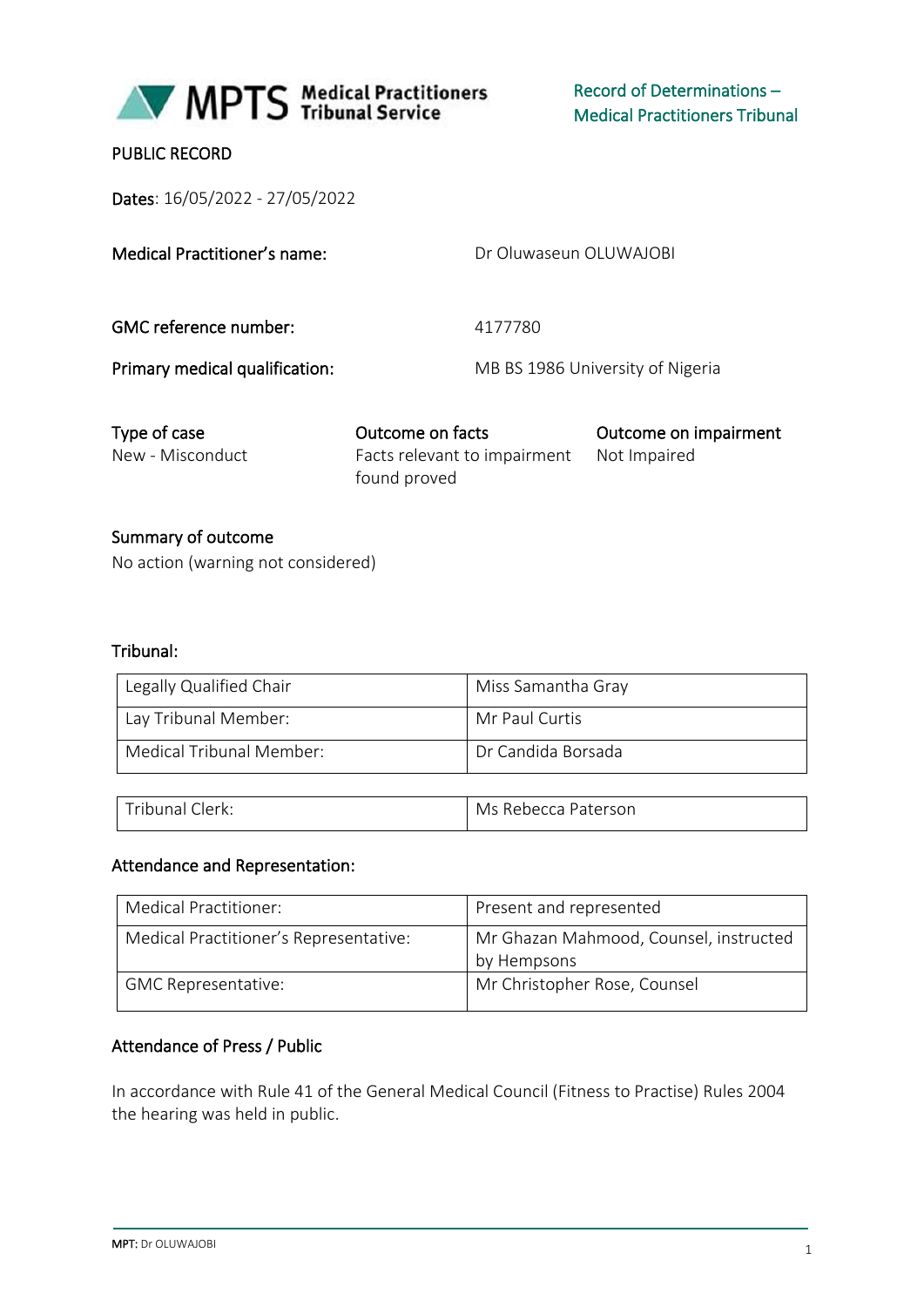Record of Determinations – Medical Practitioners Tribunal

PUBLIC RECORD

**Dates**: 16/05/2022 - 27/05/2022

| | |
|---|---|
| **Medical Practitioner's name:** | Dr Oluwaseun OLUWAJOBI |
| **GMC reference number:** | 4177780 |
| **Primary medical qualification:** | MB BS 1986 University of Nigeria |

| Type of case | Outcome on facts | Outcome on impairment |
|---|---|---|
| New - Misconduct | Facts relevant to impairment found proved | Not Impaired |

## Summary of outcome

No action (warning not considered)

## Tribunal:

| | |
|---|---|
| Legally Qualified Chair | Miss Samantha Gray |
| Lay Tribunal Member: | Mr Paul Curtis |
| Medical Tribunal Member: | Dr Candida Borsada |

| | |
|---|---|
| Tribunal Clerk: | Ms Rebecca Paterson |

## Attendance and Representation:

| | |
|---|---|
| Medical Practitioner: | Present and represented |
| Medical Practitioner's Representative: | Mr Ghazan Mahmood, Counsel, instructed by Hempsons |
| GMC Representative: | Mr Christopher Rose, Counsel |

## Attendance of Press / Public

In accordance with Rule 41 of the General Medical Council (Fitness to Practise) Rules 2004 the hearing was held in public.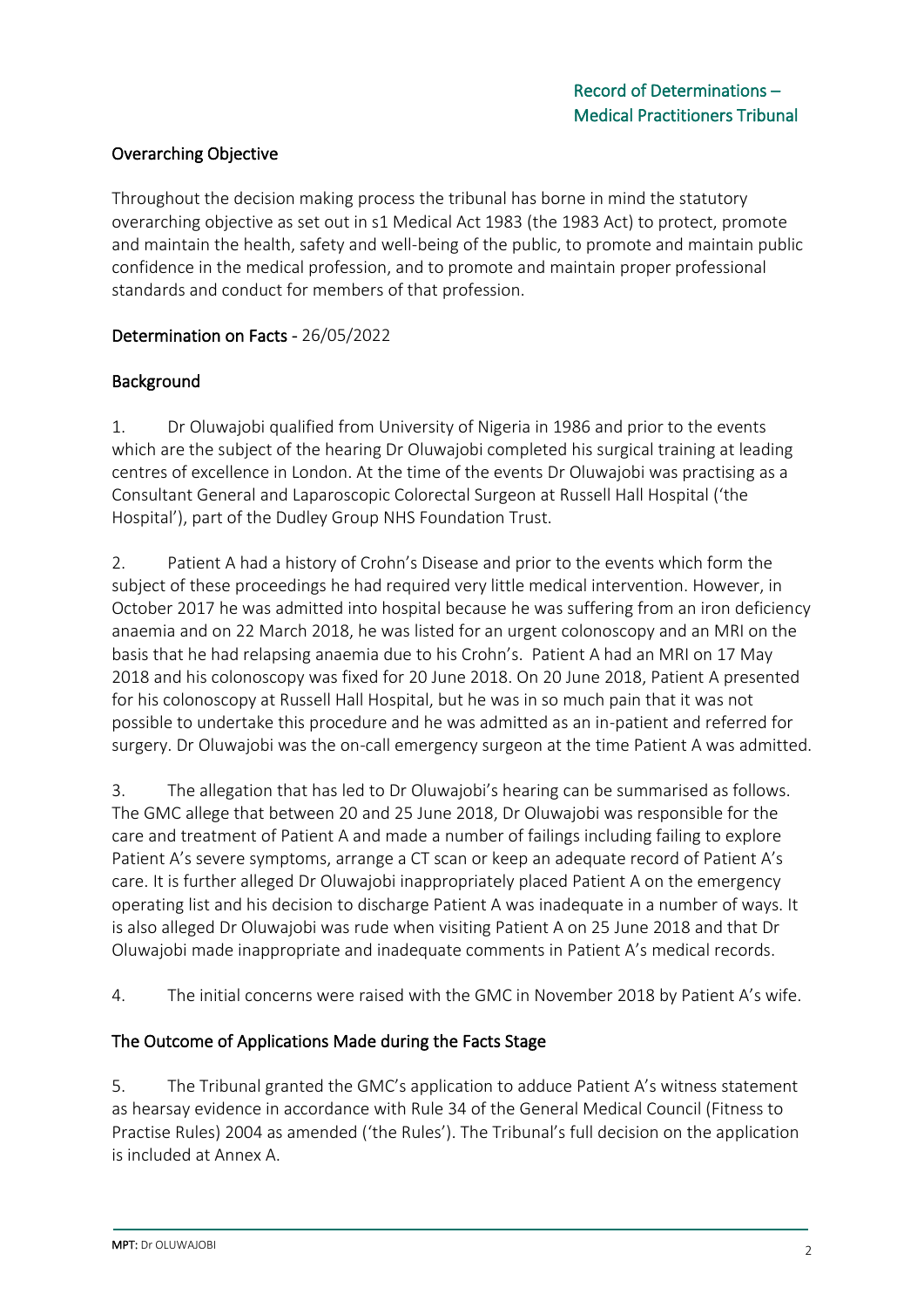## Overarching Objective

Throughout the decision making process the tribunal has borne in mind the statutory overarching objective as set out in s1 Medical Act 1983 (the 1983 Act) to protect, promote and maintain the health, safety and well-being of the public, to promote and maintain public confidence in the medical profession, and to promote and maintain proper professional standards and conduct for members of that profession.

## Determination on Facts - 26/05/2022

## Background

1. Dr Oluwajobi qualified from University of Nigeria in 1986 and prior to the events which are the subject of the hearing Dr Oluwajobi completed his surgical training at leading centres of excellence in London. At the time of the events Dr Oluwajobi was practising as a Consultant General and Laparoscopic Colorectal Surgeon at Russell Hall Hospital ('the Hospital'), part of the Dudley Group NHS Foundation Trust.

2. Patient A had a history of Crohn's Disease and prior to the events which form the subject of these proceedings he had required very little medical intervention. However, in October 2017 he was admitted into hospital because he was suffering from an iron deficiency anaemia and on 22 March 2018, he was listed for an urgent colonoscopy and an MRI on the basis that he had relapsing anaemia due to his Crohn's. Patient A had an MRI on 17 May 2018 and his colonoscopy was fixed for 20 June 2018. On 20 June 2018, Patient A presented for his colonoscopy at Russell Hall Hospital, but he was in so much pain that it was not possible to undertake this procedure and he was admitted as an in-patient and referred for surgery. Dr Oluwajobi was the on-call emergency surgeon at the time Patient A was admitted.

3. The allegation that has led to Dr Oluwajobi's hearing can be summarised as follows. The GMC allege that between 20 and 25 June 2018, Dr Oluwajobi was responsible for the care and treatment of Patient A and made a number of failings including failing to explore Patient A's severe symptoms, arrange a CT scan or keep an adequate record of Patient A's care. It is further alleged Dr Oluwajobi inappropriately placed Patient A on the emergency operating list and his decision to discharge Patient A was inadequate in a number of ways. It is also alleged Dr Oluwajobi was rude when visiting Patient A on 25 June 2018 and that Dr Oluwajobi made inappropriate and inadequate comments in Patient A's medical records.

4. The initial concerns were raised with the GMC in November 2018 by Patient A's wife.

## The Outcome of Applications Made during the Facts Stage

5. The Tribunal granted the GMC's application to adduce Patient A's witness statement as hearsay evidence in accordance with Rule 34 of the General Medical Council (Fitness to Practise Rules) 2004 as amended ('the Rules'). The Tribunal's full decision on the application is included at Annex A.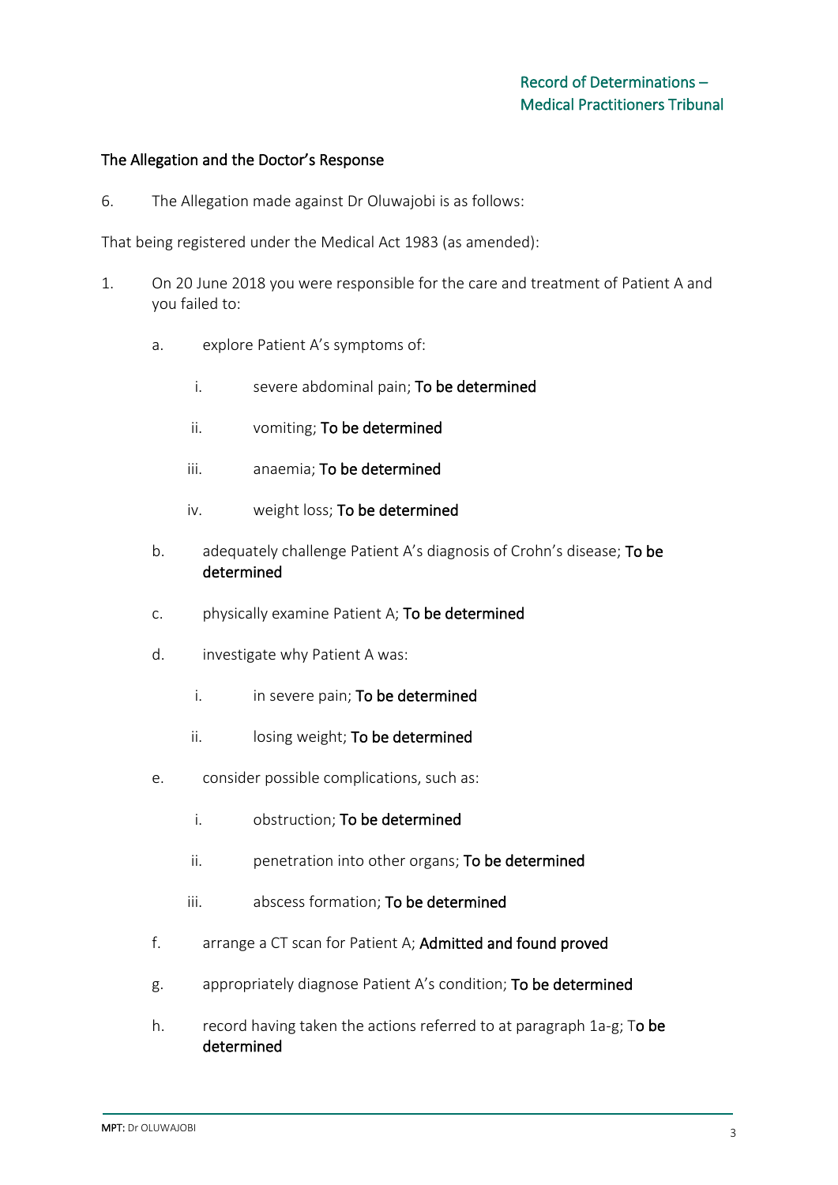## The Allegation and the Doctor's Response

6. The Allegation made against Dr Oluwajobi is as follows:

That being registered under the Medical Act 1983 (as amended):

1. On 20 June 2018 you were responsible for the care and treatment of Patient A and you failed to:

    a. explore Patient A's symptoms of:

        i. severe abdominal pain; **To be determined**

        ii. vomiting; **To be determined**

        iii. anaemia; **To be determined**

        iv. weight loss; **To be determined**

    b. adequately challenge Patient A's diagnosis of Crohn's disease; **To be determined**

    c. physically examine Patient A; **To be determined**

    d. investigate why Patient A was:

        i. in severe pain; **To be determined**

        ii. losing weight; **To be determined**

    e. consider possible complications, such as:

        i. obstruction; **To be determined**

        ii. penetration into other organs; **To be determined**

        iii. abscess formation; **To be determined**

    f. arrange a CT scan for Patient A; **Admitted and found proved**

    g. appropriately diagnose Patient A's condition; **To be determined**

    h. record having taken the actions referred to at paragraph 1a-g; **To be determined**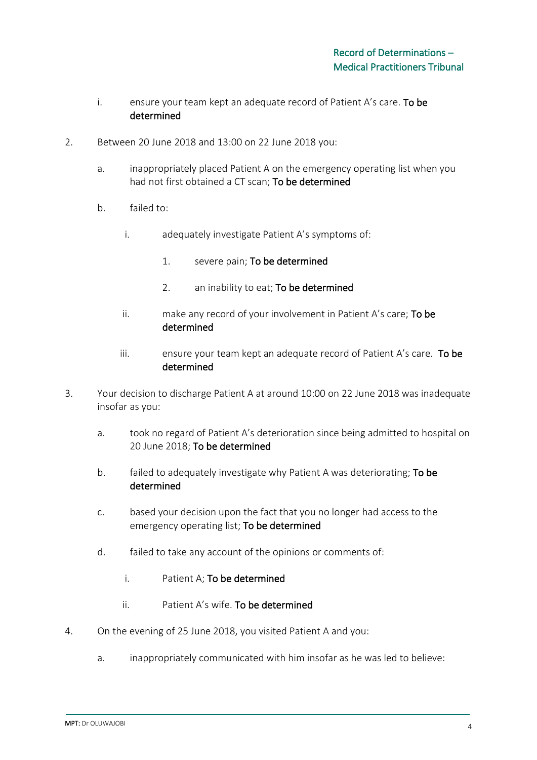i. ensure your team kept an adequate record of Patient A's care. **To be determined**

2. Between 20 June 2018 and 13:00 on 22 June 2018 you:

   a. inappropriately placed Patient A on the emergency operating list when you had not first obtained a CT scan; **To be determined**

   b. failed to:

      i. adequately investigate Patient A's symptoms of:

         1. severe pain; **To be determined**

         2. an inability to eat; **To be determined**

      ii. make any record of your involvement in Patient A's care; **To be determined**

      iii. ensure your team kept an adequate record of Patient A's care. **To be determined**

3. Your decision to discharge Patient A at around 10:00 on 22 June 2018 was inadequate insofar as you:

   a. took no regard of Patient A's deterioration since being admitted to hospital on 20 June 2018; **To be determined**

   b. failed to adequately investigate why Patient A was deteriorating; **To be determined**

   c. based your decision upon the fact that you no longer had access to the emergency operating list; **To be determined**

   d. failed to take any account of the opinions or comments of:

      i. Patient A; **To be determined**

      ii. Patient A's wife. **To be determined**

4. On the evening of 25 June 2018, you visited Patient A and you:

   a. inappropriately communicated with him insofar as he was led to believe: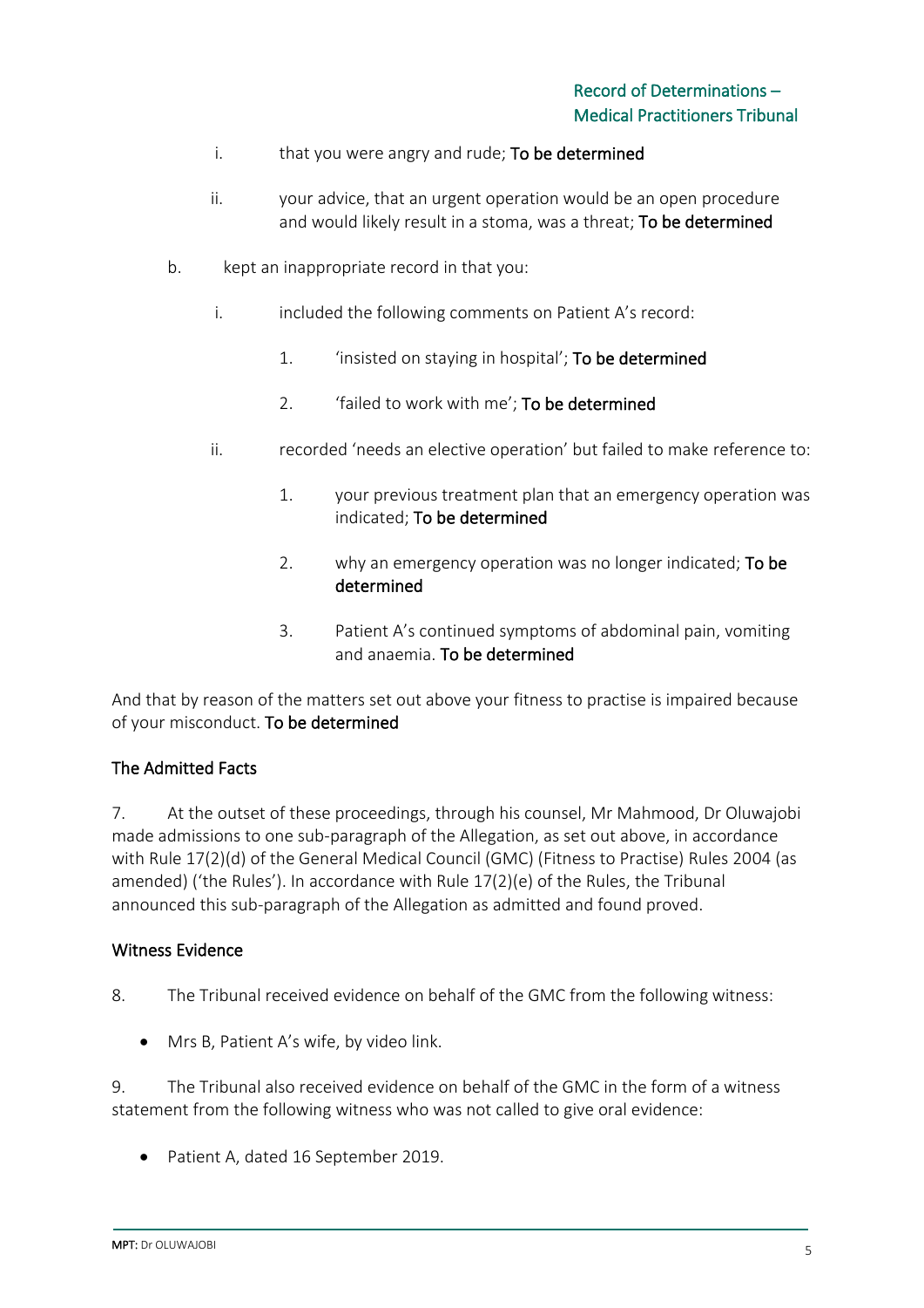i. that you were angry and rude; **To be determined**

ii. your advice, that an urgent operation would be an open procedure and would likely result in a stoma, was a threat; **To be determined**

b. kept an inappropriate record in that you:

i. included the following comments on Patient A's record:

1. 'insisted on staying in hospital'; **To be determined**

2. 'failed to work with me'; **To be determined**

ii. recorded 'needs an elective operation' but failed to make reference to:

1. your previous treatment plan that an emergency operation was indicated; **To be determined**

2. why an emergency operation was no longer indicated; **To be determined**

3. Patient A's continued symptoms of abdominal pain, vomiting and anaemia. **To be determined**

And that by reason of the matters set out above your fitness to practise is impaired because of your misconduct. **To be determined**

## The Admitted Facts

7. At the outset of these proceedings, through his counsel, Mr Mahmood, Dr Oluwajobi made admissions to one sub-paragraph of the Allegation, as set out above, in accordance with Rule 17(2)(d) of the General Medical Council (GMC) (Fitness to Practise) Rules 2004 (as amended) ('the Rules'). In accordance with Rule 17(2)(e) of the Rules, the Tribunal announced this sub-paragraph of the Allegation as admitted and found proved.

## Witness Evidence

8. The Tribunal received evidence on behalf of the GMC from the following witness:

- Mrs B, Patient A's wife, by video link.

9. The Tribunal also received evidence on behalf of the GMC in the form of a witness statement from the following witness who was not called to give oral evidence:

- Patient A, dated 16 September 2019.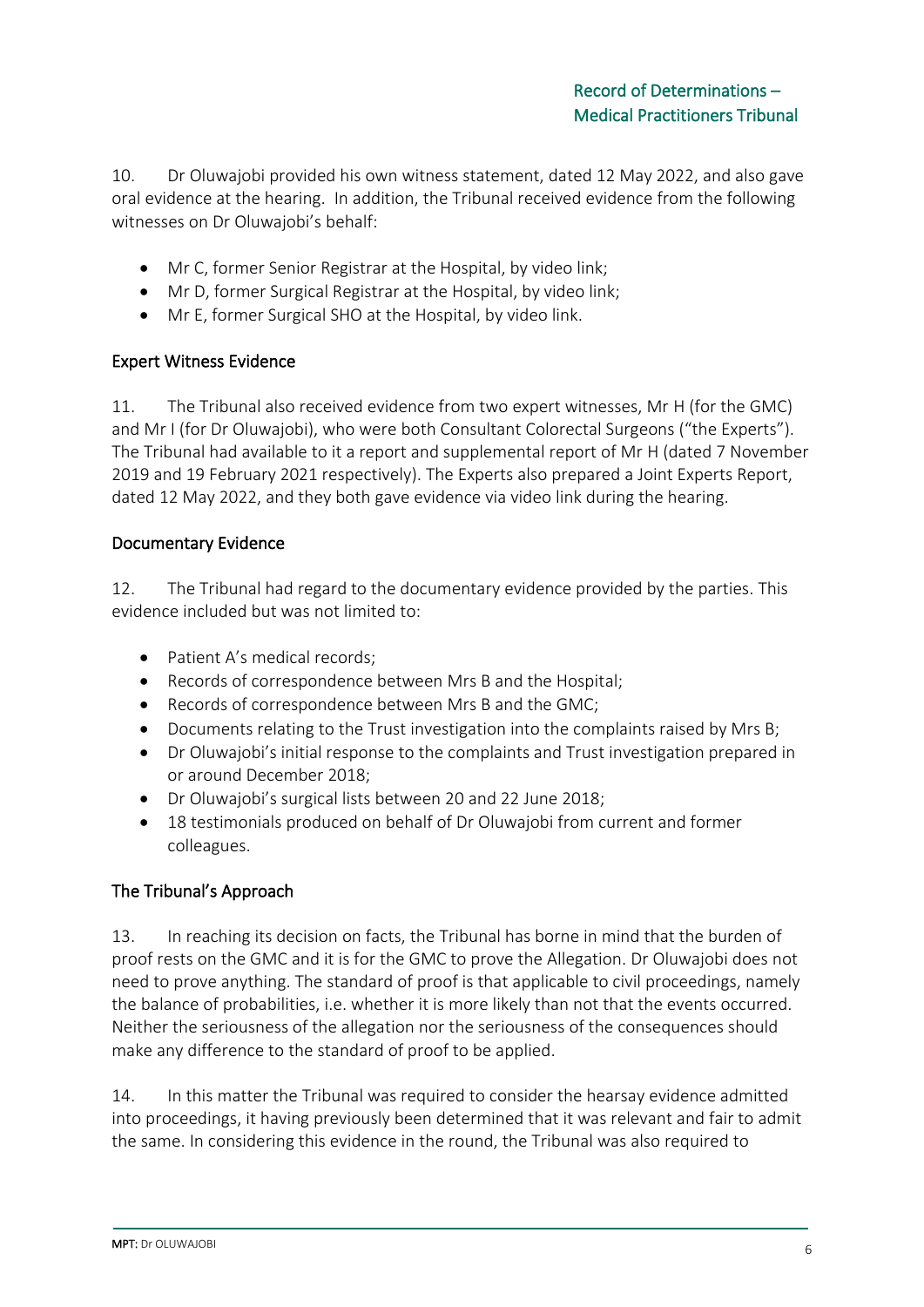10. Dr Oluwajobi provided his own witness statement, dated 12 May 2022, and also gave oral evidence at the hearing. In addition, the Tribunal received evidence from the following witnesses on Dr Oluwajobi's behalf:

- Mr C, former Senior Registrar at the Hospital, by video link;
- Mr D, former Surgical Registrar at the Hospital, by video link;
- Mr E, former Surgical SHO at the Hospital, by video link.

## Expert Witness Evidence

11. The Tribunal also received evidence from two expert witnesses, Mr H (for the GMC) and Mr I (for Dr Oluwajobi), who were both Consultant Colorectal Surgeons ("the Experts"). The Tribunal had available to it a report and supplemental report of Mr H (dated 7 November 2019 and 19 February 2021 respectively). The Experts also prepared a Joint Experts Report, dated 12 May 2022, and they both gave evidence via video link during the hearing.

## Documentary Evidence

12. The Tribunal had regard to the documentary evidence provided by the parties. This evidence included but was not limited to:

- Patient A's medical records;
- Records of correspondence between Mrs B and the Hospital;
- Records of correspondence between Mrs B and the GMC;
- Documents relating to the Trust investigation into the complaints raised by Mrs B;
- Dr Oluwajobi's initial response to the complaints and Trust investigation prepared in or around December 2018;
- Dr Oluwajobi's surgical lists between 20 and 22 June 2018;
- 18 testimonials produced on behalf of Dr Oluwajobi from current and former colleagues.

## The Tribunal's Approach

13. In reaching its decision on facts, the Tribunal has borne in mind that the burden of proof rests on the GMC and it is for the GMC to prove the Allegation. Dr Oluwajobi does not need to prove anything. The standard of proof is that applicable to civil proceedings, namely the balance of probabilities, i.e. whether it is more likely than not that the events occurred. Neither the seriousness of the allegation nor the seriousness of the consequences should make any difference to the standard of proof to be applied.

14. In this matter the Tribunal was required to consider the hearsay evidence admitted into proceedings, it having previously been determined that it was relevant and fair to admit the same. In considering this evidence in the round, the Tribunal was also required to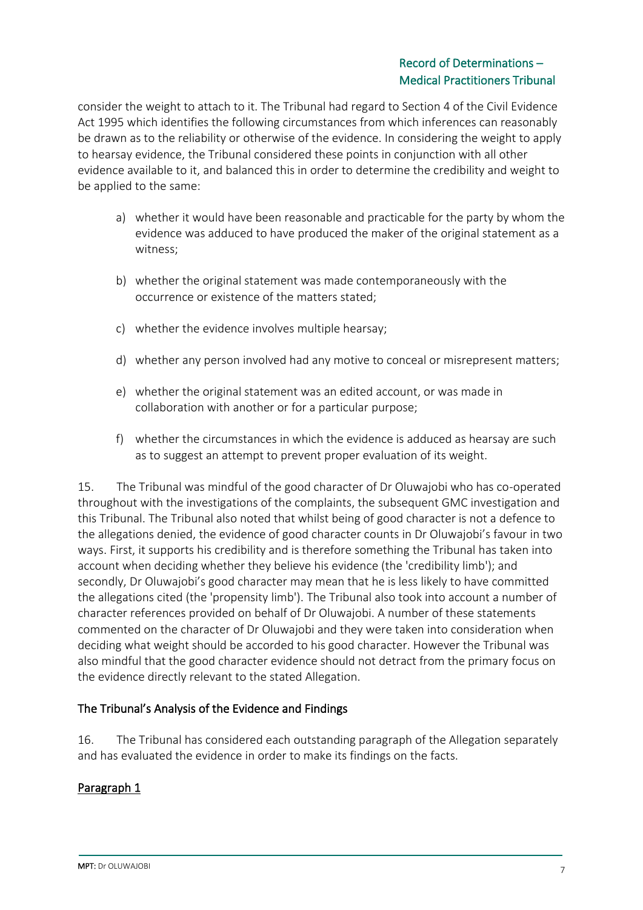consider the weight to attach to it. The Tribunal had regard to Section 4 of the Civil Evidence Act 1995 which identifies the following circumstances from which inferences can reasonably be drawn as to the reliability or otherwise of the evidence. In considering the weight to apply to hearsay evidence, the Tribunal considered these points in conjunction with all other evidence available to it, and balanced this in order to determine the credibility and weight to be applied to the same:

a) whether it would have been reasonable and practicable for the party by whom the evidence was adduced to have produced the maker of the original statement as a witness;

b) whether the original statement was made contemporaneously with the occurrence or existence of the matters stated;

c) whether the evidence involves multiple hearsay;

d) whether any person involved had any motive to conceal or misrepresent matters;

e) whether the original statement was an edited account, or was made in collaboration with another or for a particular purpose;

f) whether the circumstances in which the evidence is adduced as hearsay are such as to suggest an attempt to prevent proper evaluation of its weight.

15. The Tribunal was mindful of the good character of Dr Oluwajobi who has co-operated throughout with the investigations of the complaints, the subsequent GMC investigation and this Tribunal. The Tribunal also noted that whilst being of good character is not a defence to the allegations denied, the evidence of good character counts in Dr Oluwajobi's favour in two ways. First, it supports his credibility and is therefore something the Tribunal has taken into account when deciding whether they believe his evidence (the 'credibility limb'); and secondly, Dr Oluwajobi's good character may mean that he is less likely to have committed the allegations cited (the 'propensity limb'). The Tribunal also took into account a number of character references provided on behalf of Dr Oluwajobi. A number of these statements commented on the character of Dr Oluwajobi and they were taken into consideration when deciding what weight should be accorded to his good character. However the Tribunal was also mindful that the good character evidence should not detract from the primary focus on the evidence directly relevant to the stated Allegation.

## The Tribunal's Analysis of the Evidence and Findings

16. The Tribunal has considered each outstanding paragraph of the Allegation separately and has evaluated the evidence in order to make its findings on the facts.

### Paragraph 1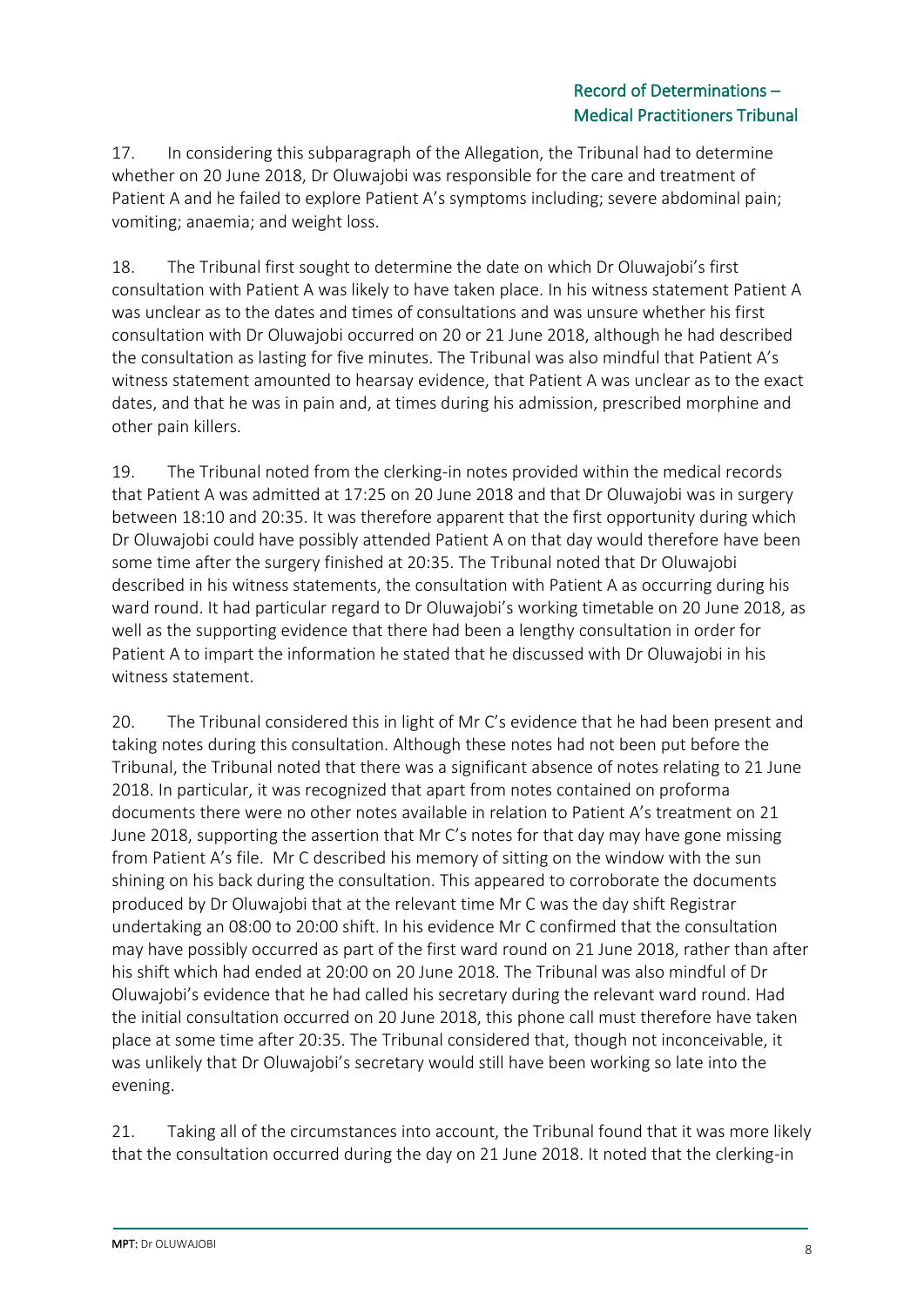17. In considering this subparagraph of the Allegation, the Tribunal had to determine whether on 20 June 2018, Dr Oluwajobi was responsible for the care and treatment of Patient A and he failed to explore Patient A's symptoms including; severe abdominal pain; vomiting; anaemia; and weight loss.

18. The Tribunal first sought to determine the date on which Dr Oluwajobi's first consultation with Patient A was likely to have taken place. In his witness statement Patient A was unclear as to the dates and times of consultations and was unsure whether his first consultation with Dr Oluwajobi occurred on 20 or 21 June 2018, although he had described the consultation as lasting for five minutes. The Tribunal was also mindful that Patient A's witness statement amounted to hearsay evidence, that Patient A was unclear as to the exact dates, and that he was in pain and, at times during his admission, prescribed morphine and other pain killers.

19. The Tribunal noted from the clerking-in notes provided within the medical records that Patient A was admitted at 17:25 on 20 June 2018 and that Dr Oluwajobi was in surgery between 18:10 and 20:35. It was therefore apparent that the first opportunity during which Dr Oluwajobi could have possibly attended Patient A on that day would therefore have been some time after the surgery finished at 20:35. The Tribunal noted that Dr Oluwajobi described in his witness statements, the consultation with Patient A as occurring during his ward round. It had particular regard to Dr Oluwajobi's working timetable on 20 June 2018, as well as the supporting evidence that there had been a lengthy consultation in order for Patient A to impart the information he stated that he discussed with Dr Oluwajobi in his witness statement.

20. The Tribunal considered this in light of Mr C's evidence that he had been present and taking notes during this consultation. Although these notes had not been put before the Tribunal, the Tribunal noted that there was a significant absence of notes relating to 21 June 2018. In particular, it was recognized that apart from notes contained on proforma documents there were no other notes available in relation to Patient A's treatment on 21 June 2018, supporting the assertion that Mr C's notes for that day may have gone missing from Patient A's file. Mr C described his memory of sitting on the window with the sun shining on his back during the consultation. This appeared to corroborate the documents produced by Dr Oluwajobi that at the relevant time Mr C was the day shift Registrar undertaking an 08:00 to 20:00 shift. In his evidence Mr C confirmed that the consultation may have possibly occurred as part of the first ward round on 21 June 2018, rather than after his shift which had ended at 20:00 on 20 June 2018. The Tribunal was also mindful of Dr Oluwajobi's evidence that he had called his secretary during the relevant ward round. Had the initial consultation occurred on 20 June 2018, this phone call must therefore have taken place at some time after 20:35. The Tribunal considered that, though not inconceivable, it was unlikely that Dr Oluwajobi's secretary would still have been working so late into the evening.

21. Taking all of the circumstances into account, the Tribunal found that it was more likely that the consultation occurred during the day on 21 June 2018. It noted that the clerking-in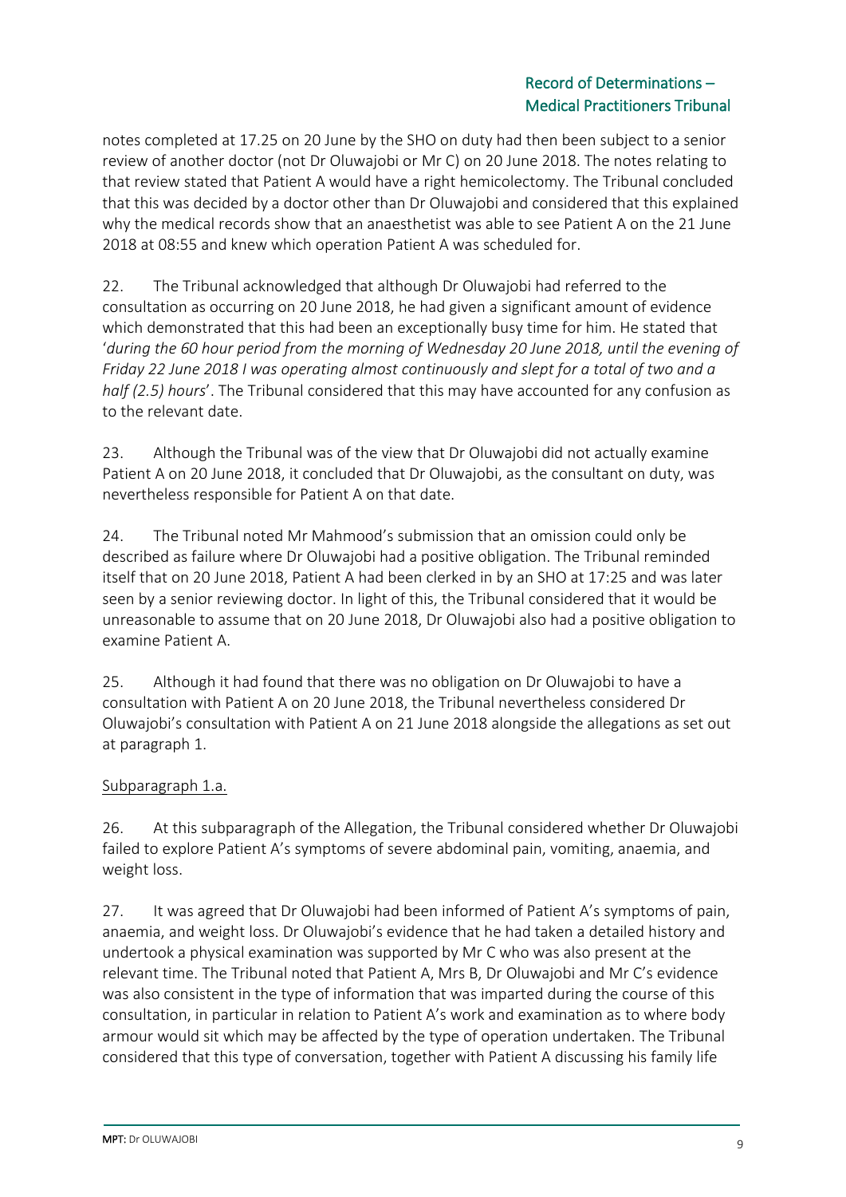notes completed at 17.25 on 20 June by the SHO on duty had then been subject to a senior review of another doctor (not Dr Oluwajobi or Mr C) on 20 June 2018. The notes relating to that review stated that Patient A would have a right hemicolectomy. The Tribunal concluded that this was decided by a doctor other than Dr Oluwajobi and considered that this explained why the medical records show that an anaesthetist was able to see Patient A on the 21 June 2018 at 08:55 and knew which operation Patient A was scheduled for.

22. The Tribunal acknowledged that although Dr Oluwajobi had referred to the consultation as occurring on 20 June 2018, he had given a significant amount of evidence which demonstrated that this had been an exceptionally busy time for him. He stated that '*during the 60 hour period from the morning of Wednesday 20 June 2018, until the evening of Friday 22 June 2018 I was operating almost continuously and slept for a total of two and a half (2.5) hours*'. The Tribunal considered that this may have accounted for any confusion as to the relevant date.

23. Although the Tribunal was of the view that Dr Oluwajobi did not actually examine Patient A on 20 June 2018, it concluded that Dr Oluwajobi, as the consultant on duty, was nevertheless responsible for Patient A on that date.

24. The Tribunal noted Mr Mahmood's submission that an omission could only be described as failure where Dr Oluwajobi had a positive obligation. The Tribunal reminded itself that on 20 June 2018, Patient A had been clerked in by an SHO at 17:25 and was later seen by a senior reviewing doctor. In light of this, the Tribunal considered that it would be unreasonable to assume that on 20 June 2018, Dr Oluwajobi also had a positive obligation to examine Patient A.

25. Although it had found that there was no obligation on Dr Oluwajobi to have a consultation with Patient A on 20 June 2018, the Tribunal nevertheless considered Dr Oluwajobi's consultation with Patient A on 21 June 2018 alongside the allegations as set out at paragraph 1.

Subparagraph 1.a.

26. At this subparagraph of the Allegation, the Tribunal considered whether Dr Oluwajobi failed to explore Patient A's symptoms of severe abdominal pain, vomiting, anaemia, and weight loss.

27. It was agreed that Dr Oluwajobi had been informed of Patient A's symptoms of pain, anaemia, and weight loss. Dr Oluwajobi's evidence that he had taken a detailed history and undertook a physical examination was supported by Mr C who was also present at the relevant time. The Tribunal noted that Patient A, Mrs B, Dr Oluwajobi and Mr C's evidence was also consistent in the type of information that was imparted during the course of this consultation, in particular in relation to Patient A's work and examination as to where body armour would sit which may be affected by the type of operation undertaken. The Tribunal considered that this type of conversation, together with Patient A discussing his family life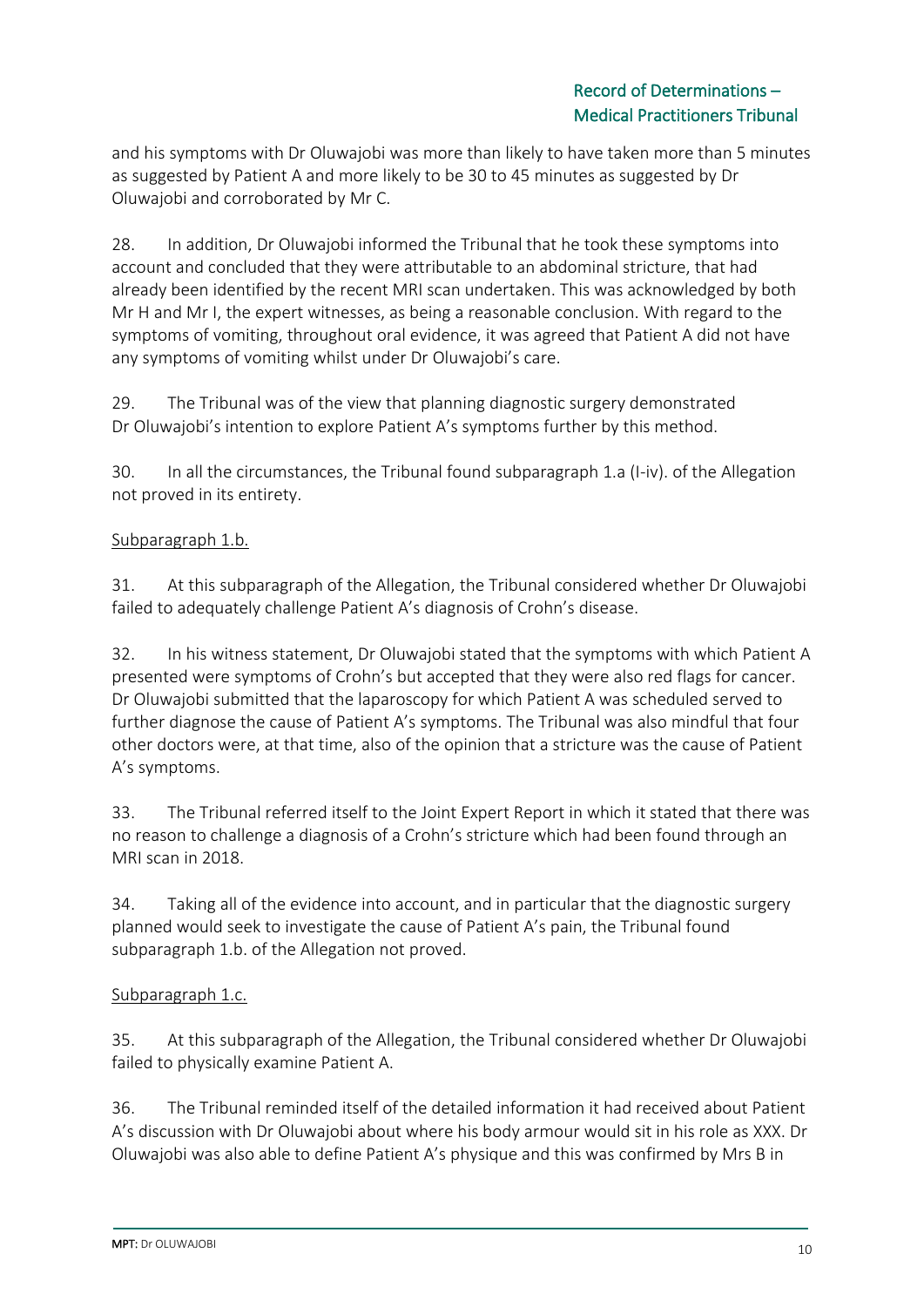and his symptoms with Dr Oluwajobi was more than likely to have taken more than 5 minutes as suggested by Patient A and more likely to be 30 to 45 minutes as suggested by Dr Oluwajobi and corroborated by Mr C.

28. In addition, Dr Oluwajobi informed the Tribunal that he took these symptoms into account and concluded that they were attributable to an abdominal stricture, that had already been identified by the recent MRI scan undertaken. This was acknowledged by both Mr H and Mr I, the expert witnesses, as being a reasonable conclusion. With regard to the symptoms of vomiting, throughout oral evidence, it was agreed that Patient A did not have any symptoms of vomiting whilst under Dr Oluwajobi's care.

29. The Tribunal was of the view that planning diagnostic surgery demonstrated Dr Oluwajobi's intention to explore Patient A's symptoms further by this method.

30. In all the circumstances, the Tribunal found subparagraph 1.a (I-iv). of the Allegation not proved in its entirety.

Subparagraph 1.b.

31. At this subparagraph of the Allegation, the Tribunal considered whether Dr Oluwajobi failed to adequately challenge Patient A's diagnosis of Crohn's disease.

32. In his witness statement, Dr Oluwajobi stated that the symptoms with which Patient A presented were symptoms of Crohn's but accepted that they were also red flags for cancer. Dr Oluwajobi submitted that the laparoscopy for which Patient A was scheduled served to further diagnose the cause of Patient A's symptoms. The Tribunal was also mindful that four other doctors were, at that time, also of the opinion that a stricture was the cause of Patient A's symptoms.

33. The Tribunal referred itself to the Joint Expert Report in which it stated that there was no reason to challenge a diagnosis of a Crohn's stricture which had been found through an MRI scan in 2018.

34. Taking all of the evidence into account, and in particular that the diagnostic surgery planned would seek to investigate the cause of Patient A's pain, the Tribunal found subparagraph 1.b. of the Allegation not proved.

Subparagraph 1.c.

35. At this subparagraph of the Allegation, the Tribunal considered whether Dr Oluwajobi failed to physically examine Patient A.

36. The Tribunal reminded itself of the detailed information it had received about Patient A's discussion with Dr Oluwajobi about where his body armour would sit in his role as XXX. Dr Oluwajobi was also able to define Patient A's physique and this was confirmed by Mrs B in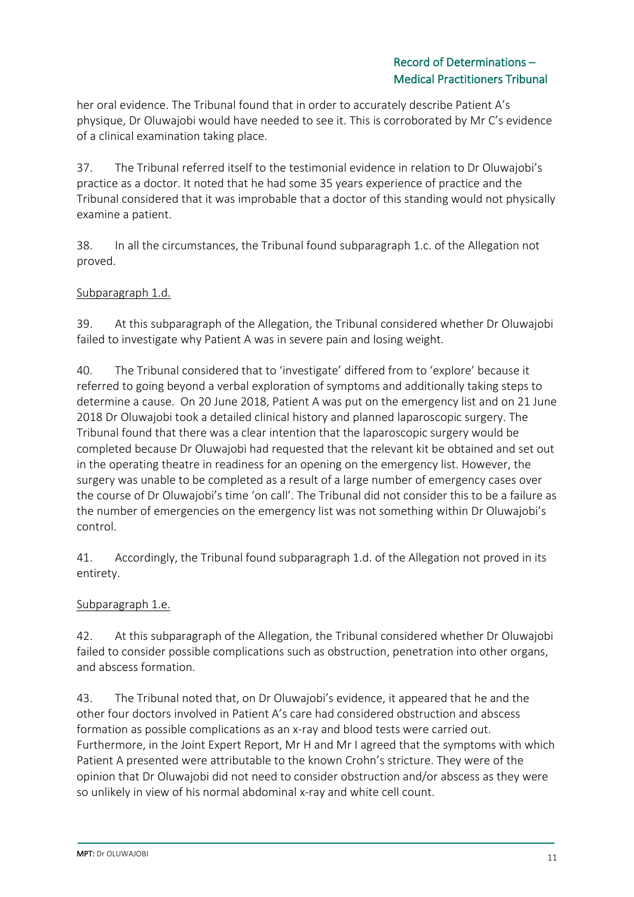her oral evidence. The Tribunal found that in order to accurately describe Patient A's physique, Dr Oluwajobi would have needed to see it. This is corroborated by Mr C's evidence of a clinical examination taking place.

37. The Tribunal referred itself to the testimonial evidence in relation to Dr Oluwajobi's practice as a doctor. It noted that he had some 35 years experience of practice and the Tribunal considered that it was improbable that a doctor of this standing would not physically examine a patient.

38. In all the circumstances, the Tribunal found subparagraph 1.c. of the Allegation not proved.

<u>Subparagraph 1.d.</u>

39. At this subparagraph of the Allegation, the Tribunal considered whether Dr Oluwajobi failed to investigate why Patient A was in severe pain and losing weight.

40. The Tribunal considered that to 'investigate' differed from to 'explore' because it referred to going beyond a verbal exploration of symptoms and additionally taking steps to determine a cause. On 20 June 2018, Patient A was put on the emergency list and on 21 June 2018 Dr Oluwajobi took a detailed clinical history and planned laparoscopic surgery. The Tribunal found that there was a clear intention that the laparoscopic surgery would be completed because Dr Oluwajobi had requested that the relevant kit be obtained and set out in the operating theatre in readiness for an opening on the emergency list. However, the surgery was unable to be completed as a result of a large number of emergency cases over the course of Dr Oluwajobi's time 'on call'. The Tribunal did not consider this to be a failure as the number of emergencies on the emergency list was not something within Dr Oluwajobi's control.

41. Accordingly, the Tribunal found subparagraph 1.d. of the Allegation not proved in its entirety.

<u>Subparagraph 1.e.</u>

42. At this subparagraph of the Allegation, the Tribunal considered whether Dr Oluwajobi failed to consider possible complications such as obstruction, penetration into other organs, and abscess formation.

43. The Tribunal noted that, on Dr Oluwajobi's evidence, it appeared that he and the other four doctors involved in Patient A's care had considered obstruction and abscess formation as possible complications as an x-ray and blood tests were carried out. Furthermore, in the Joint Expert Report, Mr H and Mr I agreed that the symptoms with which Patient A presented were attributable to the known Crohn's stricture. They were of the opinion that Dr Oluwajobi did not need to consider obstruction and/or abscess as they were so unlikely in view of his normal abdominal x-ray and white cell count.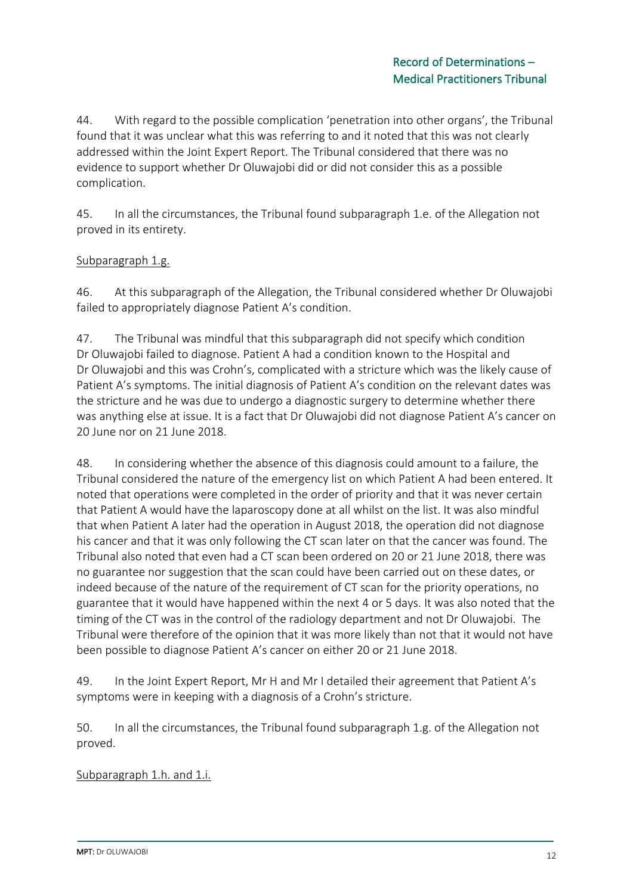44. With regard to the possible complication 'penetration into other organs', the Tribunal found that it was unclear what this was referring to and it noted that this was not clearly addressed within the Joint Expert Report. The Tribunal considered that there was no evidence to support whether Dr Oluwajobi did or did not consider this as a possible complication.

45. In all the circumstances, the Tribunal found subparagraph 1.e. of the Allegation not proved in its entirety.

Subparagraph 1.g.

46. At this subparagraph of the Allegation, the Tribunal considered whether Dr Oluwajobi failed to appropriately diagnose Patient A's condition.

47. The Tribunal was mindful that this subparagraph did not specify which condition Dr Oluwajobi failed to diagnose. Patient A had a condition known to the Hospital and Dr Oluwajobi and this was Crohn's, complicated with a stricture which was the likely cause of Patient A's symptoms. The initial diagnosis of Patient A's condition on the relevant dates was the stricture and he was due to undergo a diagnostic surgery to determine whether there was anything else at issue. It is a fact that Dr Oluwajobi did not diagnose Patient A's cancer on 20 June nor on 21 June 2018.

48. In considering whether the absence of this diagnosis could amount to a failure, the Tribunal considered the nature of the emergency list on which Patient A had been entered. It noted that operations were completed in the order of priority and that it was never certain that Patient A would have the laparoscopy done at all whilst on the list. It was also mindful that when Patient A later had the operation in August 2018, the operation did not diagnose his cancer and that it was only following the CT scan later on that the cancer was found. The Tribunal also noted that even had a CT scan been ordered on 20 or 21 June 2018, there was no guarantee nor suggestion that the scan could have been carried out on these dates, or indeed because of the nature of the requirement of CT scan for the priority operations, no guarantee that it would have happened within the next 4 or 5 days. It was also noted that the timing of the CT was in the control of the radiology department and not Dr Oluwajobi. The Tribunal were therefore of the opinion that it was more likely than not that it would not have been possible to diagnose Patient A's cancer on either 20 or 21 June 2018.

49. In the Joint Expert Report, Mr H and Mr I detailed their agreement that Patient A's symptoms were in keeping with a diagnosis of a Crohn's stricture.

50. In all the circumstances, the Tribunal found subparagraph 1.g. of the Allegation not proved.

Subparagraph 1.h. and 1.i.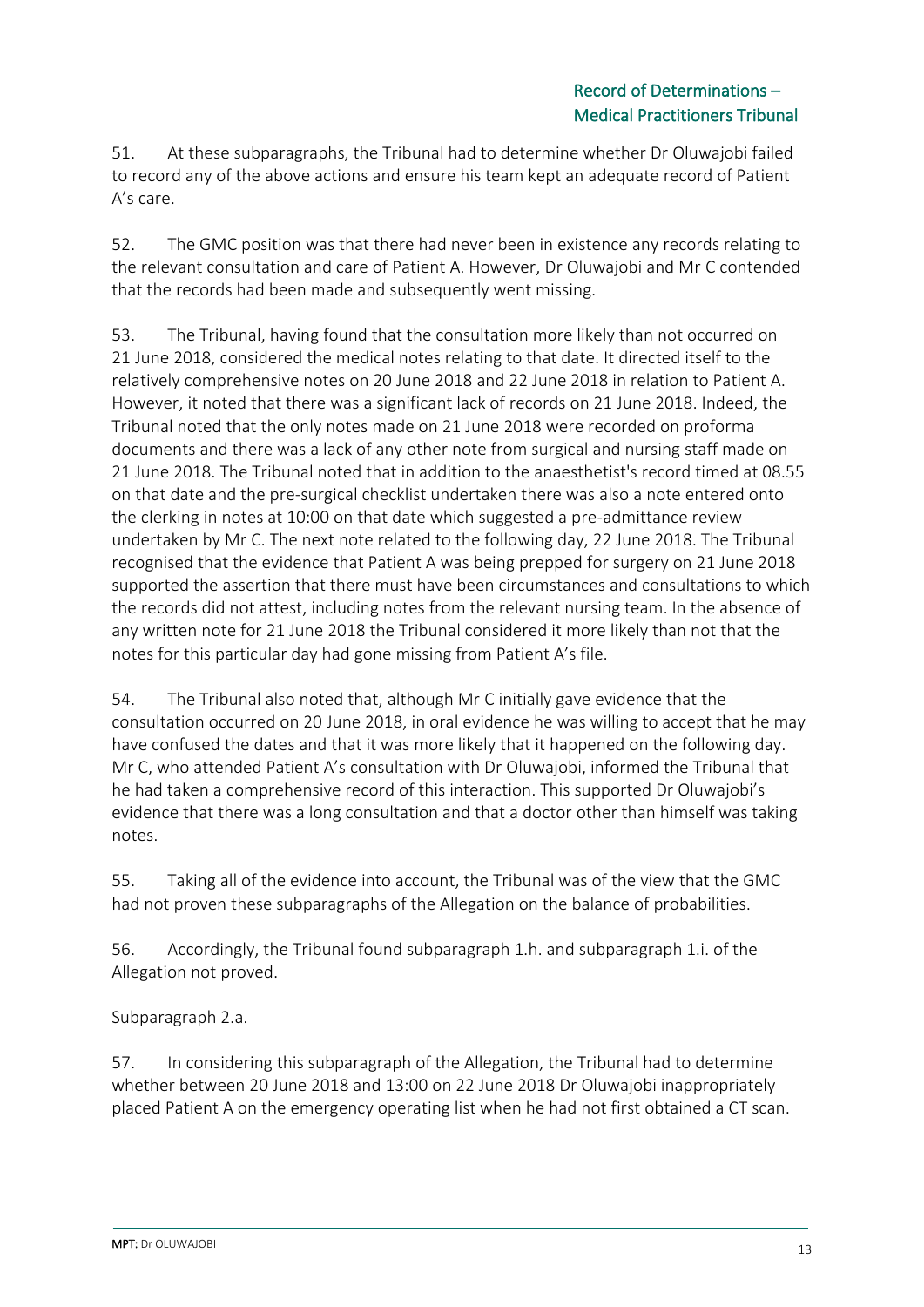51. At these subparagraphs, the Tribunal had to determine whether Dr Oluwajobi failed to record any of the above actions and ensure his team kept an adequate record of Patient A's care.

52. The GMC position was that there had never been in existence any records relating to the relevant consultation and care of Patient A. However, Dr Oluwajobi and Mr C contended that the records had been made and subsequently went missing.

53. The Tribunal, having found that the consultation more likely than not occurred on 21 June 2018, considered the medical notes relating to that date. It directed itself to the relatively comprehensive notes on 20 June 2018 and 22 June 2018 in relation to Patient A. However, it noted that there was a significant lack of records on 21 June 2018. Indeed, the Tribunal noted that the only notes made on 21 June 2018 were recorded on proforma documents and there was a lack of any other note from surgical and nursing staff made on 21 June 2018. The Tribunal noted that in addition to the anaesthetist's record timed at 08.55 on that date and the pre-surgical checklist undertaken there was also a note entered onto the clerking in notes at 10:00 on that date which suggested a pre-admittance review undertaken by Mr C. The next note related to the following day, 22 June 2018. The Tribunal recognised that the evidence that Patient A was being prepped for surgery on 21 June 2018 supported the assertion that there must have been circumstances and consultations to which the records did not attest, including notes from the relevant nursing team. In the absence of any written note for 21 June 2018 the Tribunal considered it more likely than not that the notes for this particular day had gone missing from Patient A's file.

54. The Tribunal also noted that, although Mr C initially gave evidence that the consultation occurred on 20 June 2018, in oral evidence he was willing to accept that he may have confused the dates and that it was more likely that it happened on the following day. Mr C, who attended Patient A's consultation with Dr Oluwajobi, informed the Tribunal that he had taken a comprehensive record of this interaction. This supported Dr Oluwajobi's evidence that there was a long consultation and that a doctor other than himself was taking notes.

55. Taking all of the evidence into account, the Tribunal was of the view that the GMC had not proven these subparagraphs of the Allegation on the balance of probabilities.

56. Accordingly, the Tribunal found subparagraph 1.h. and subparagraph 1.i. of the Allegation not proved.

<u>Subparagraph 2.a.</u>

57. In considering this subparagraph of the Allegation, the Tribunal had to determine whether between 20 June 2018 and 13:00 on 22 June 2018 Dr Oluwajobi inappropriately placed Patient A on the emergency operating list when he had not first obtained a CT scan.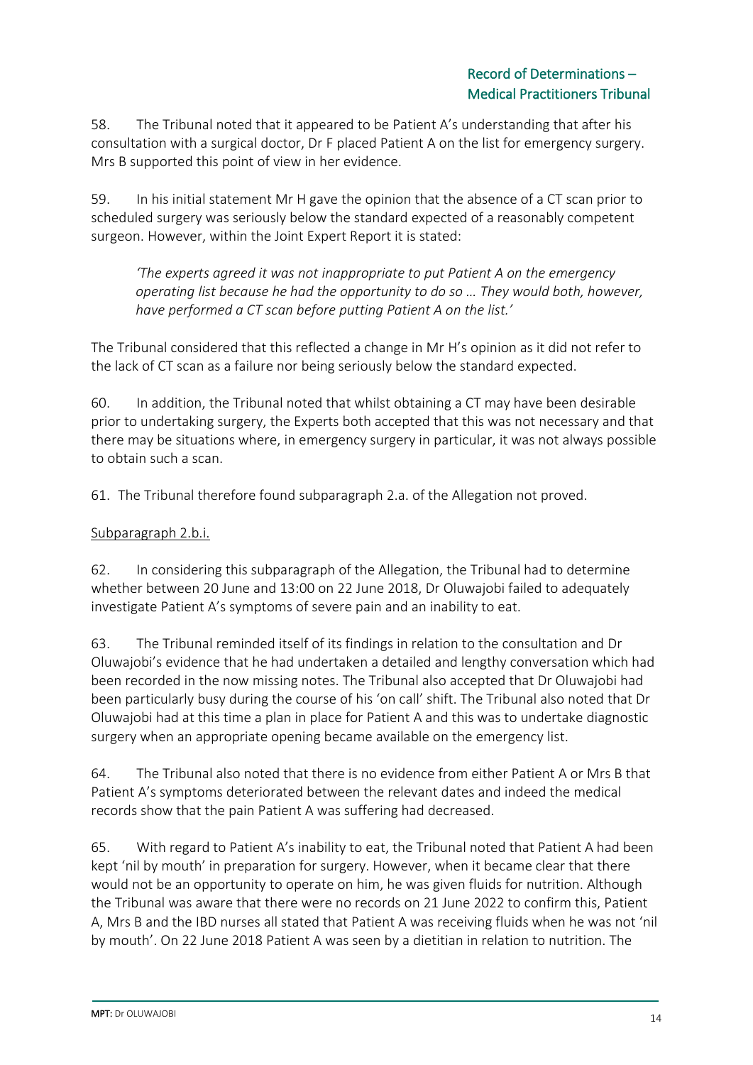58. The Tribunal noted that it appeared to be Patient A's understanding that after his consultation with a surgical doctor, Dr F placed Patient A on the list for emergency surgery. Mrs B supported this point of view in her evidence.

59. In his initial statement Mr H gave the opinion that the absence of a CT scan prior to scheduled surgery was seriously below the standard expected of a reasonably competent surgeon. However, within the Joint Expert Report it is stated:

> *'The experts agreed it was not inappropriate to put Patient A on the emergency operating list because he had the opportunity to do so … They would both, however, have performed a CT scan before putting Patient A on the list.'*

The Tribunal considered that this reflected a change in Mr H's opinion as it did not refer to the lack of CT scan as a failure nor being seriously below the standard expected.

60. In addition, the Tribunal noted that whilst obtaining a CT may have been desirable prior to undertaking surgery, the Experts both accepted that this was not necessary and that there may be situations where, in emergency surgery in particular, it was not always possible to obtain such a scan.

61. The Tribunal therefore found subparagraph 2.a. of the Allegation not proved.

<u>Subparagraph 2.b.i.</u>

62. In considering this subparagraph of the Allegation, the Tribunal had to determine whether between 20 June and 13:00 on 22 June 2018, Dr Oluwajobi failed to adequately investigate Patient A's symptoms of severe pain and an inability to eat.

63. The Tribunal reminded itself of its findings in relation to the consultation and Dr Oluwajobi's evidence that he had undertaken a detailed and lengthy conversation which had been recorded in the now missing notes. The Tribunal also accepted that Dr Oluwajobi had been particularly busy during the course of his 'on call' shift. The Tribunal also noted that Dr Oluwajobi had at this time a plan in place for Patient A and this was to undertake diagnostic surgery when an appropriate opening became available on the emergency list.

64. The Tribunal also noted that there is no evidence from either Patient A or Mrs B that Patient A's symptoms deteriorated between the relevant dates and indeed the medical records show that the pain Patient A was suffering had decreased.

65. With regard to Patient A's inability to eat, the Tribunal noted that Patient A had been kept 'nil by mouth' in preparation for surgery. However, when it became clear that there would not be an opportunity to operate on him, he was given fluids for nutrition. Although the Tribunal was aware that there were no records on 21 June 2022 to confirm this, Patient A, Mrs B and the IBD nurses all stated that Patient A was receiving fluids when he was not 'nil by mouth'. On 22 June 2018 Patient A was seen by a dietitian in relation to nutrition. The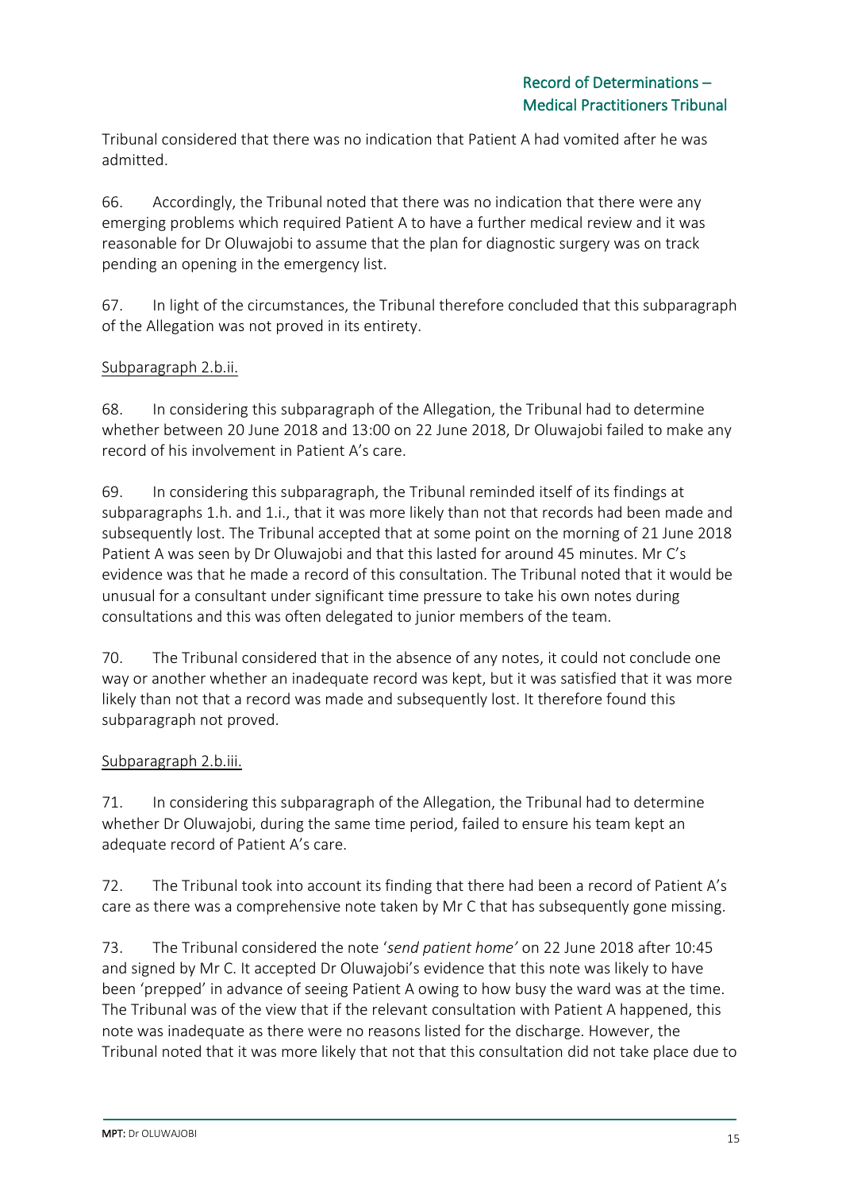Tribunal considered that there was no indication that Patient A had vomited after he was admitted.

66. Accordingly, the Tribunal noted that there was no indication that there were any emerging problems which required Patient A to have a further medical review and it was reasonable for Dr Oluwajobi to assume that the plan for diagnostic surgery was on track pending an opening in the emergency list.

67. In light of the circumstances, the Tribunal therefore concluded that this subparagraph of the Allegation was not proved in its entirety.

<u>Subparagraph 2.b.ii.</u>

68. In considering this subparagraph of the Allegation, the Tribunal had to determine whether between 20 June 2018 and 13:00 on 22 June 2018, Dr Oluwajobi failed to make any record of his involvement in Patient A's care.

69. In considering this subparagraph, the Tribunal reminded itself of its findings at subparagraphs 1.h. and 1.i., that it was more likely than not that records had been made and subsequently lost. The Tribunal accepted that at some point on the morning of 21 June 2018 Patient A was seen by Dr Oluwajobi and that this lasted for around 45 minutes. Mr C's evidence was that he made a record of this consultation. The Tribunal noted that it would be unusual for a consultant under significant time pressure to take his own notes during consultations and this was often delegated to junior members of the team.

70. The Tribunal considered that in the absence of any notes, it could not conclude one way or another whether an inadequate record was kept, but it was satisfied that it was more likely than not that a record was made and subsequently lost. It therefore found this subparagraph not proved.

<u>Subparagraph 2.b.iii.</u>

71. In considering this subparagraph of the Allegation, the Tribunal had to determine whether Dr Oluwajobi, during the same time period, failed to ensure his team kept an adequate record of Patient A's care.

72. The Tribunal took into account its finding that there had been a record of Patient A's care as there was a comprehensive note taken by Mr C that has subsequently gone missing.

73. The Tribunal considered the note '*send patient home'* on 22 June 2018 after 10:45 and signed by Mr C. It accepted Dr Oluwajobi's evidence that this note was likely to have been 'prepped' in advance of seeing Patient A owing to how busy the ward was at the time. The Tribunal was of the view that if the relevant consultation with Patient A happened, this note was inadequate as there were no reasons listed for the discharge. However, the Tribunal noted that it was more likely that not that this consultation did not take place due to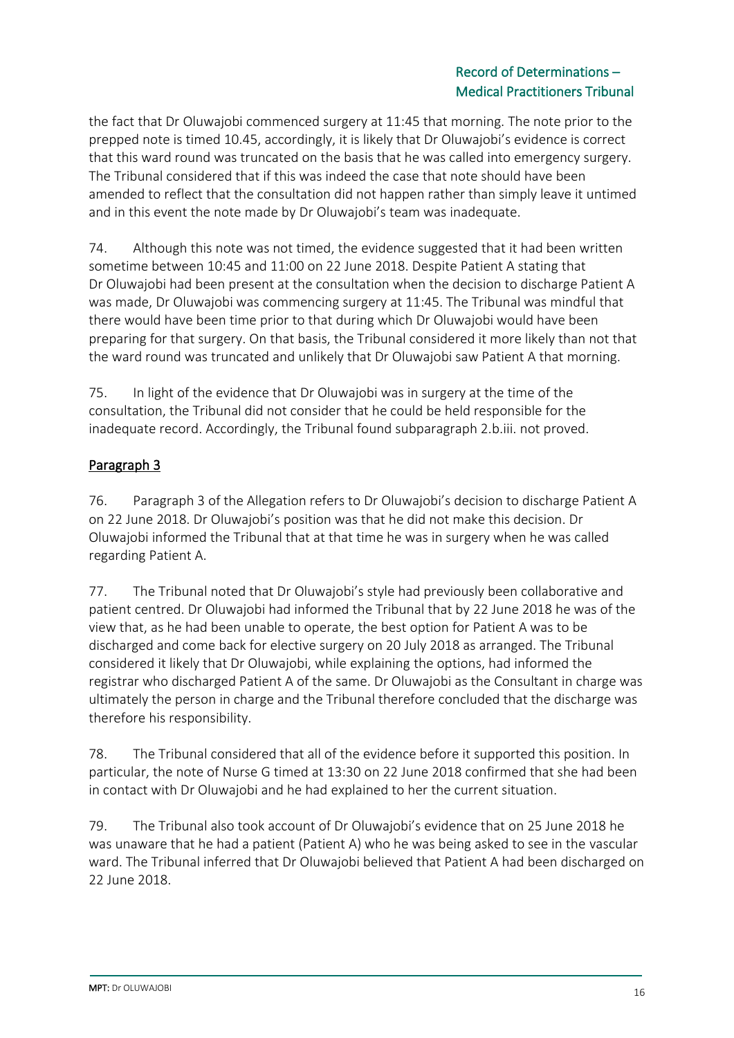the fact that Dr Oluwajobi commenced surgery at 11:45 that morning. The note prior to the prepped note is timed 10.45, accordingly, it is likely that Dr Oluwajobi's evidence is correct that this ward round was truncated on the basis that he was called into emergency surgery. The Tribunal considered that if this was indeed the case that note should have been amended to reflect that the consultation did not happen rather than simply leave it untimed and in this event the note made by Dr Oluwajobi's team was inadequate.

74. Although this note was not timed, the evidence suggested that it had been written sometime between 10:45 and 11:00 on 22 June 2018. Despite Patient A stating that Dr Oluwajobi had been present at the consultation when the decision to discharge Patient A was made, Dr Oluwajobi was commencing surgery at 11:45. The Tribunal was mindful that there would have been time prior to that during which Dr Oluwajobi would have been preparing for that surgery. On that basis, the Tribunal considered it more likely than not that the ward round was truncated and unlikely that Dr Oluwajobi saw Patient A that morning.

75. In light of the evidence that Dr Oluwajobi was in surgery at the time of the consultation, the Tribunal did not consider that he could be held responsible for the inadequate record. Accordingly, the Tribunal found subparagraph 2.b.iii. not proved.

## Paragraph 3

76. Paragraph 3 of the Allegation refers to Dr Oluwajobi's decision to discharge Patient A on 22 June 2018. Dr Oluwajobi's position was that he did not make this decision. Dr Oluwajobi informed the Tribunal that at that time he was in surgery when he was called regarding Patient A.

77. The Tribunal noted that Dr Oluwajobi's style had previously been collaborative and patient centred. Dr Oluwajobi had informed the Tribunal that by 22 June 2018 he was of the view that, as he had been unable to operate, the best option for Patient A was to be discharged and come back for elective surgery on 20 July 2018 as arranged. The Tribunal considered it likely that Dr Oluwajobi, while explaining the options, had informed the registrar who discharged Patient A of the same. Dr Oluwajobi as the Consultant in charge was ultimately the person in charge and the Tribunal therefore concluded that the discharge was therefore his responsibility.

78. The Tribunal considered that all of the evidence before it supported this position. In particular, the note of Nurse G timed at 13:30 on 22 June 2018 confirmed that she had been in contact with Dr Oluwajobi and he had explained to her the current situation.

79. The Tribunal also took account of Dr Oluwajobi's evidence that on 25 June 2018 he was unaware that he had a patient (Patient A) who he was being asked to see in the vascular ward. The Tribunal inferred that Dr Oluwajobi believed that Patient A had been discharged on 22 June 2018.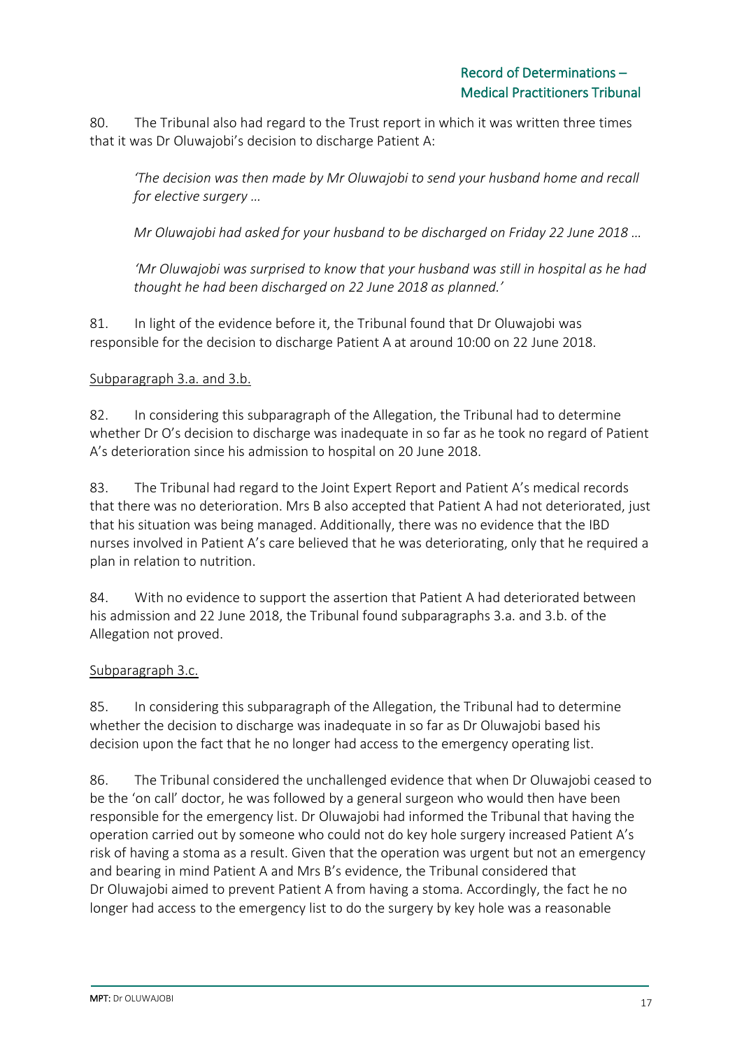80. The Tribunal also had regard to the Trust report in which it was written three times that it was Dr Oluwajobi's decision to discharge Patient A:

> *'The decision was then made by Mr Oluwajobi to send your husband home and recall for elective surgery …*
>
> *Mr Oluwajobi had asked for your husband to be discharged on Friday 22 June 2018 …*
>
> *'Mr Oluwajobi was surprised to know that your husband was still in hospital as he had thought he had been discharged on 22 June 2018 as planned.'*

81. In light of the evidence before it, the Tribunal found that Dr Oluwajobi was responsible for the decision to discharge Patient A at around 10:00 on 22 June 2018.

<u>Subparagraph 3.a. and 3.b.</u>

82. In considering this subparagraph of the Allegation, the Tribunal had to determine whether Dr O's decision to discharge was inadequate in so far as he took no regard of Patient A's deterioration since his admission to hospital on 20 June 2018.

83. The Tribunal had regard to the Joint Expert Report and Patient A's medical records that there was no deterioration. Mrs B also accepted that Patient A had not deteriorated, just that his situation was being managed. Additionally, there was no evidence that the IBD nurses involved in Patient A's care believed that he was deteriorating, only that he required a plan in relation to nutrition.

84. With no evidence to support the assertion that Patient A had deteriorated between his admission and 22 June 2018, the Tribunal found subparagraphs 3.a. and 3.b. of the Allegation not proved.

<u>Subparagraph 3.c.</u>

85. In considering this subparagraph of the Allegation, the Tribunal had to determine whether the decision to discharge was inadequate in so far as Dr Oluwajobi based his decision upon the fact that he no longer had access to the emergency operating list.

86. The Tribunal considered the unchallenged evidence that when Dr Oluwajobi ceased to be the 'on call' doctor, he was followed by a general surgeon who would then have been responsible for the emergency list. Dr Oluwajobi had informed the Tribunal that having the operation carried out by someone who could not do key hole surgery increased Patient A's risk of having a stoma as a result. Given that the operation was urgent but not an emergency and bearing in mind Patient A and Mrs B's evidence, the Tribunal considered that Dr Oluwajobi aimed to prevent Patient A from having a stoma. Accordingly, the fact he no longer had access to the emergency list to do the surgery by key hole was a reasonable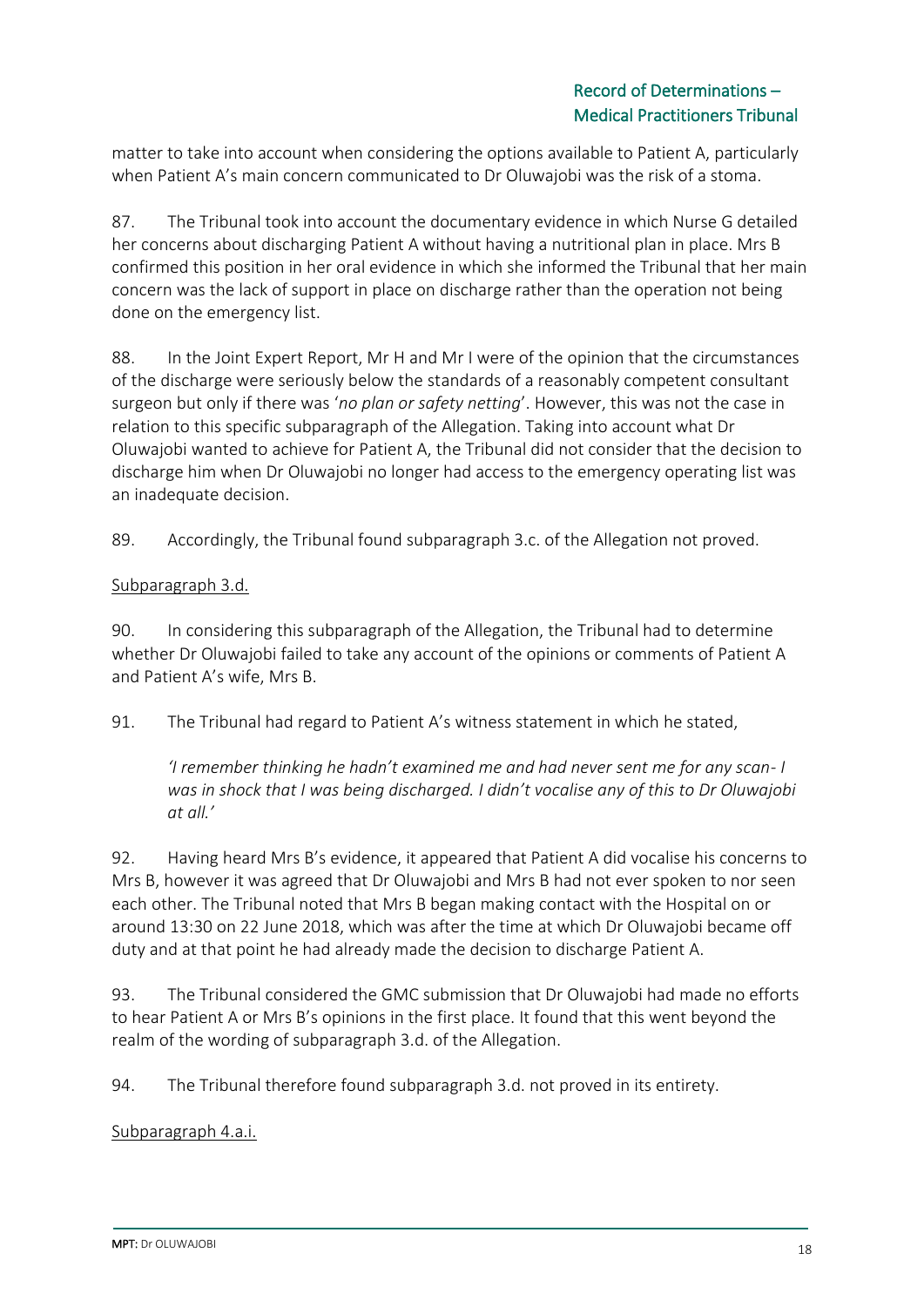matter to take into account when considering the options available to Patient A, particularly when Patient A's main concern communicated to Dr Oluwajobi was the risk of a stoma.

87. The Tribunal took into account the documentary evidence in which Nurse G detailed her concerns about discharging Patient A without having a nutritional plan in place. Mrs B confirmed this position in her oral evidence in which she informed the Tribunal that her main concern was the lack of support in place on discharge rather than the operation not being done on the emergency list.

88. In the Joint Expert Report, Mr H and Mr I were of the opinion that the circumstances of the discharge were seriously below the standards of a reasonably competent consultant surgeon but only if there was '*no plan or safety netting*'. However, this was not the case in relation to this specific subparagraph of the Allegation. Taking into account what Dr Oluwajobi wanted to achieve for Patient A, the Tribunal did not consider that the decision to discharge him when Dr Oluwajobi no longer had access to the emergency operating list was an inadequate decision.

89. Accordingly, the Tribunal found subparagraph 3.c. of the Allegation not proved.

<u>Subparagraph 3.d.</u>

90. In considering this subparagraph of the Allegation, the Tribunal had to determine whether Dr Oluwajobi failed to take any account of the opinions or comments of Patient A and Patient A's wife, Mrs B.

91. The Tribunal had regard to Patient A's witness statement in which he stated,

> *'I remember thinking he hadn't examined me and had never sent me for any scan- I was in shock that I was being discharged. I didn't vocalise any of this to Dr Oluwajobi at all.'*

92. Having heard Mrs B's evidence, it appeared that Patient A did vocalise his concerns to Mrs B, however it was agreed that Dr Oluwajobi and Mrs B had not ever spoken to nor seen each other. The Tribunal noted that Mrs B began making contact with the Hospital on or around 13:30 on 22 June 2018, which was after the time at which Dr Oluwajobi became off duty and at that point he had already made the decision to discharge Patient A.

93. The Tribunal considered the GMC submission that Dr Oluwajobi had made no efforts to hear Patient A or Mrs B's opinions in the first place. It found that this went beyond the realm of the wording of subparagraph 3.d. of the Allegation.

94. The Tribunal therefore found subparagraph 3.d. not proved in its entirety.

<u>Subparagraph 4.a.i.</u>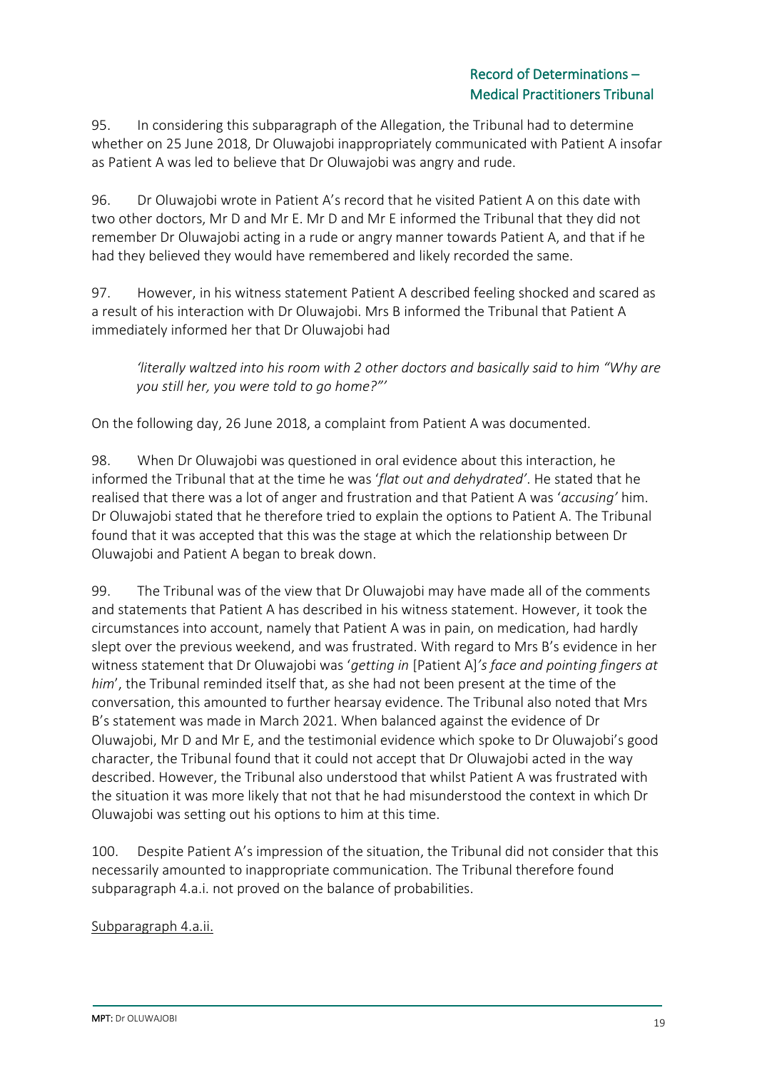95. In considering this subparagraph of the Allegation, the Tribunal had to determine whether on 25 June 2018, Dr Oluwajobi inappropriately communicated with Patient A insofar as Patient A was led to believe that Dr Oluwajobi was angry and rude.

96. Dr Oluwajobi wrote in Patient A's record that he visited Patient A on this date with two other doctors, Mr D and Mr E. Mr D and Mr E informed the Tribunal that they did not remember Dr Oluwajobi acting in a rude or angry manner towards Patient A, and that if he had they believed they would have remembered and likely recorded the same.

97. However, in his witness statement Patient A described feeling shocked and scared as a result of his interaction with Dr Oluwajobi. Mrs B informed the Tribunal that Patient A immediately informed her that Dr Oluwajobi had

> *'literally waltzed into his room with 2 other doctors and basically said to him "Why are you still her, you were told to go home?"'*

On the following day, 26 June 2018, a complaint from Patient A was documented.

98. When Dr Oluwajobi was questioned in oral evidence about this interaction, he informed the Tribunal that at the time he was '*flat out and dehydrated*'. He stated that he realised that there was a lot of anger and frustration and that Patient A was '*accusing*' him. Dr Oluwajobi stated that he therefore tried to explain the options to Patient A. The Tribunal found that it was accepted that this was the stage at which the relationship between Dr Oluwajobi and Patient A began to break down.

99. The Tribunal was of the view that Dr Oluwajobi may have made all of the comments and statements that Patient A has described in his witness statement. However, it took the circumstances into account, namely that Patient A was in pain, on medication, had hardly slept over the previous weekend, and was frustrated. With regard to Mrs B's evidence in her witness statement that Dr Oluwajobi was '*getting in* [Patient A]*'s face and pointing fingers at him*', the Tribunal reminded itself that, as she had not been present at the time of the conversation, this amounted to further hearsay evidence. The Tribunal also noted that Mrs B's statement was made in March 2021. When balanced against the evidence of Dr Oluwajobi, Mr D and Mr E, and the testimonial evidence which spoke to Dr Oluwajobi's good character, the Tribunal found that it could not accept that Dr Oluwajobi acted in the way described. However, the Tribunal also understood that whilst Patient A was frustrated with the situation it was more likely that not that he had misunderstood the context in which Dr Oluwajobi was setting out his options to him at this time.

100. Despite Patient A's impression of the situation, the Tribunal did not consider that this necessarily amounted to inappropriate communication. The Tribunal therefore found subparagraph 4.a.i. not proved on the balance of probabilities.

<u>Subparagraph 4.a.ii.</u>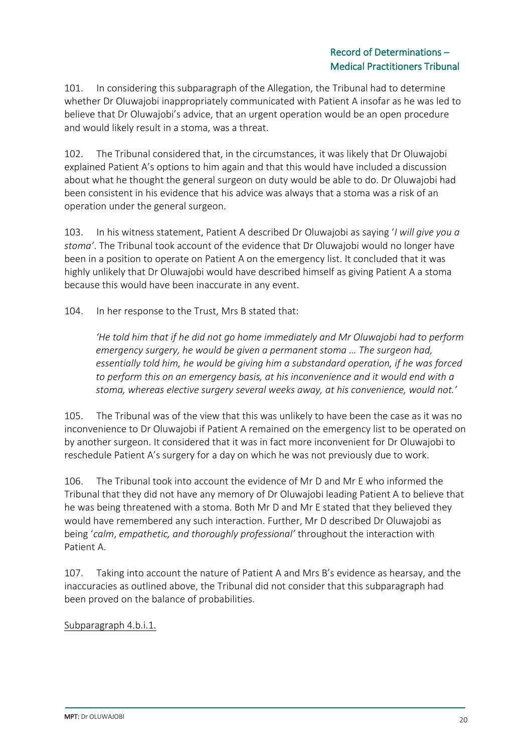101. In considering this subparagraph of the Allegation, the Tribunal had to determine whether Dr Oluwajobi inappropriately communicated with Patient A insofar as he was led to believe that Dr Oluwajobi's advice, that an urgent operation would be an open procedure and would likely result in a stoma, was a threat.

102. The Tribunal considered that, in the circumstances, it was likely that Dr Oluwajobi explained Patient A's options to him again and that this would have included a discussion about what he thought the general surgeon on duty would be able to do. Dr Oluwajobi had been consistent in his evidence that his advice was always that a stoma was a risk of an operation under the general surgeon.

103. In his witness statement, Patient A described Dr Oluwajobi as saying '*I will give you a stoma'*. The Tribunal took account of the evidence that Dr Oluwajobi would no longer have been in a position to operate on Patient A on the emergency list. It concluded that it was highly unlikely that Dr Oluwajobi would have described himself as giving Patient A a stoma because this would have been inaccurate in any event.

104. In her response to the Trust, Mrs B stated that:

> *'He told him that if he did not go home immediately and Mr Oluwajobi had to perform emergency surgery, he would be given a permanent stoma … The surgeon had, essentially told him, he would be giving him a substandard operation, if he was forced to perform this on an emergency basis, at his inconvenience and it would end with a stoma, whereas elective surgery several weeks away, at his convenience, would not.'*

105. The Tribunal was of the view that this was unlikely to have been the case as it was no inconvenience to Dr Oluwajobi if Patient A remained on the emergency list to be operated on by another surgeon. It considered that it was in fact more inconvenient for Dr Oluwajobi to reschedule Patient A's surgery for a day on which he was not previously due to work.

106. The Tribunal took into account the evidence of Mr D and Mr E who informed the Tribunal that they did not have any memory of Dr Oluwajobi leading Patient A to believe that he was being threatened with a stoma. Both Mr D and Mr E stated that they believed they would have remembered any such interaction. Further, Mr D described Dr Oluwajobi as being '*calm*, *empathetic, and thoroughly professional'* throughout the interaction with Patient A.

107. Taking into account the nature of Patient A and Mrs B's evidence as hearsay, and the inaccuracies as outlined above, the Tribunal did not consider that this subparagraph had been proved on the balance of probabilities.

<u>Subparagraph 4.b.i.1.</u>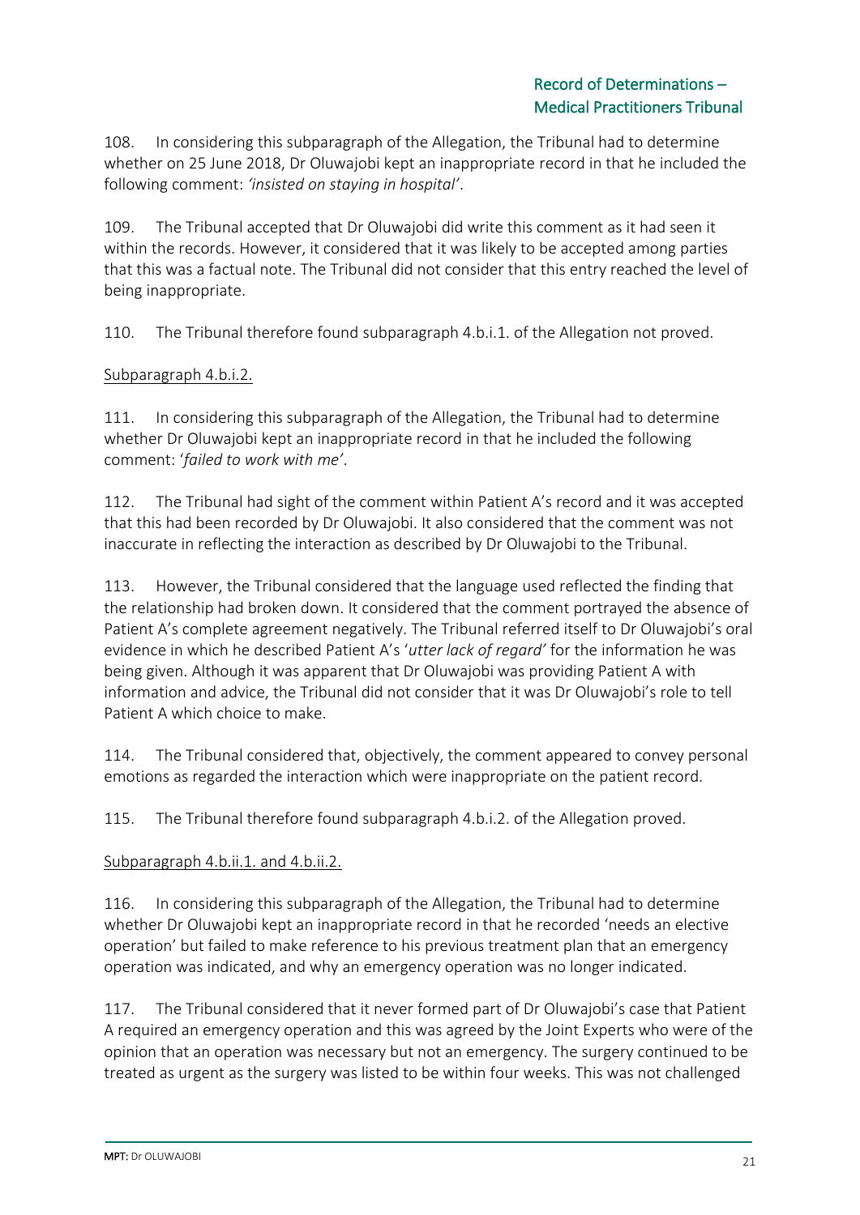108. In considering this subparagraph of the Allegation, the Tribunal had to determine whether on 25 June 2018, Dr Oluwajobi kept an inappropriate record in that he included the following comment: *'insisted on staying in hospital'*.

109. The Tribunal accepted that Dr Oluwajobi did write this comment as it had seen it within the records. However, it considered that it was likely to be accepted among parties that this was a factual note. The Tribunal did not consider that this entry reached the level of being inappropriate.

110. The Tribunal therefore found subparagraph 4.b.i.1. of the Allegation not proved.

<u>Subparagraph 4.b.i.2.</u>

111. In considering this subparagraph of the Allegation, the Tribunal had to determine whether Dr Oluwajobi kept an inappropriate record in that he included the following comment: '*failed to work with me'*.

112. The Tribunal had sight of the comment within Patient A's record and it was accepted that this had been recorded by Dr Oluwajobi. It also considered that the comment was not inaccurate in reflecting the interaction as described by Dr Oluwajobi to the Tribunal.

113. However, the Tribunal considered that the language used reflected the finding that the relationship had broken down. It considered that the comment portrayed the absence of Patient A's complete agreement negatively. The Tribunal referred itself to Dr Oluwajobi's oral evidence in which he described Patient A's '*utter lack of regard'* for the information he was being given. Although it was apparent that Dr Oluwajobi was providing Patient A with information and advice, the Tribunal did not consider that it was Dr Oluwajobi's role to tell Patient A which choice to make.

114. The Tribunal considered that, objectively, the comment appeared to convey personal emotions as regarded the interaction which were inappropriate on the patient record.

115. The Tribunal therefore found subparagraph 4.b.i.2. of the Allegation proved.

<u>Subparagraph 4.b.ii.1. and 4.b.ii.2.</u>

116. In considering this subparagraph of the Allegation, the Tribunal had to determine whether Dr Oluwajobi kept an inappropriate record in that he recorded 'needs an elective operation' but failed to make reference to his previous treatment plan that an emergency operation was indicated, and why an emergency operation was no longer indicated.

117. The Tribunal considered that it never formed part of Dr Oluwajobi's case that Patient A required an emergency operation and this was agreed by the Joint Experts who were of the opinion that an operation was necessary but not an emergency. The surgery continued to be treated as urgent as the surgery was listed to be within four weeks. This was not challenged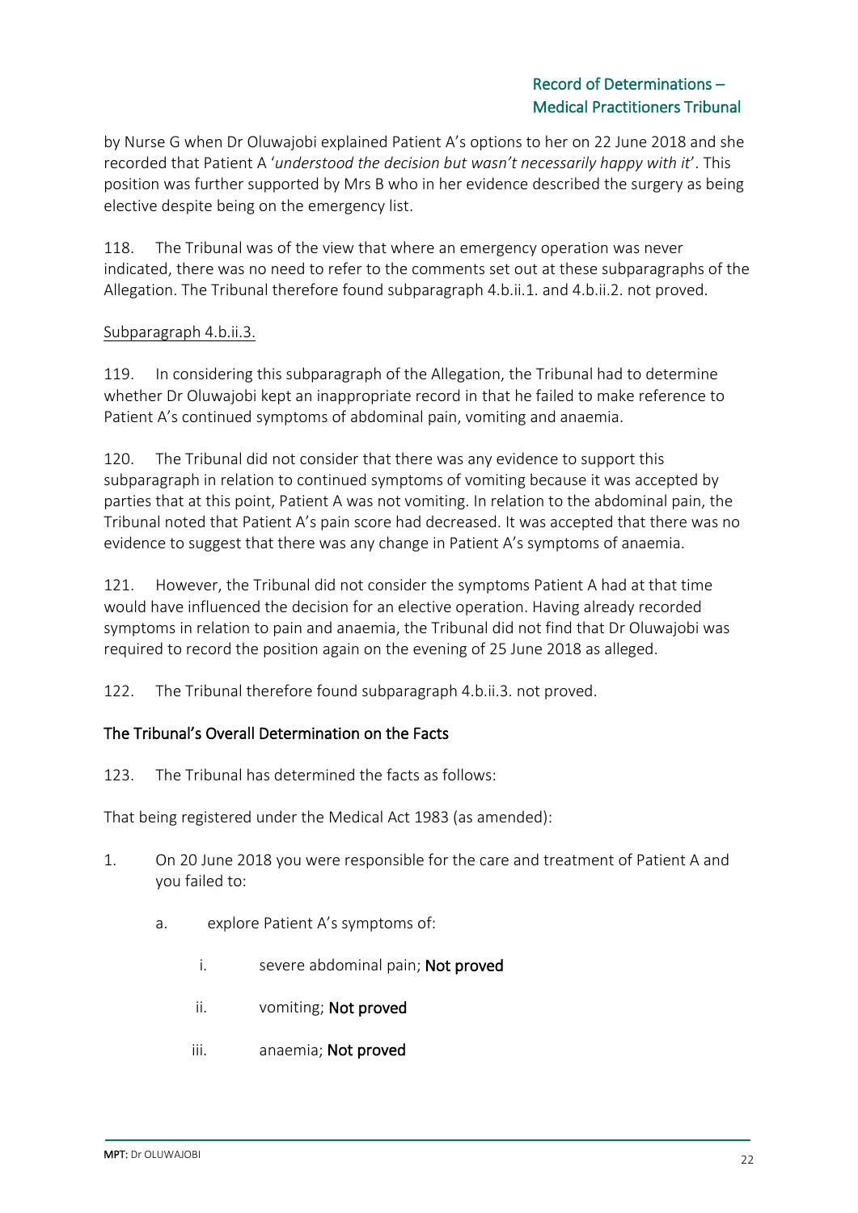by Nurse G when Dr Oluwajobi explained Patient A's options to her on 22 June 2018 and she recorded that Patient A '*understood the decision but wasn't necessarily happy with it*'. This position was further supported by Mrs B who in her evidence described the surgery as being elective despite being on the emergency list.

118. The Tribunal was of the view that where an emergency operation was never indicated, there was no need to refer to the comments set out at these subparagraphs of the Allegation. The Tribunal therefore found subparagraph 4.b.ii.1. and 4.b.ii.2. not proved.

Subparagraph 4.b.ii.3.

119. In considering this subparagraph of the Allegation, the Tribunal had to determine whether Dr Oluwajobi kept an inappropriate record in that he failed to make reference to Patient A's continued symptoms of abdominal pain, vomiting and anaemia.

120. The Tribunal did not consider that there was any evidence to support this subparagraph in relation to continued symptoms of vomiting because it was accepted by parties that at this point, Patient A was not vomiting. In relation to the abdominal pain, the Tribunal noted that Patient A's pain score had decreased. It was accepted that there was no evidence to suggest that there was any change in Patient A's symptoms of anaemia.

121. However, the Tribunal did not consider the symptoms Patient A had at that time would have influenced the decision for an elective operation. Having already recorded symptoms in relation to pain and anaemia, the Tribunal did not find that Dr Oluwajobi was required to record the position again on the evening of 25 June 2018 as alleged.

122. The Tribunal therefore found subparagraph 4.b.ii.3. not proved.

## The Tribunal's Overall Determination on the Facts

123. The Tribunal has determined the facts as follows:

That being registered under the Medical Act 1983 (as amended):

1. On 20 June 2018 you were responsible for the care and treatment of Patient A and you failed to:

   a. explore Patient A's symptoms of:

      i. severe abdominal pain; **Not proved**

      ii. vomiting; **Not proved**

      iii. anaemia; **Not proved**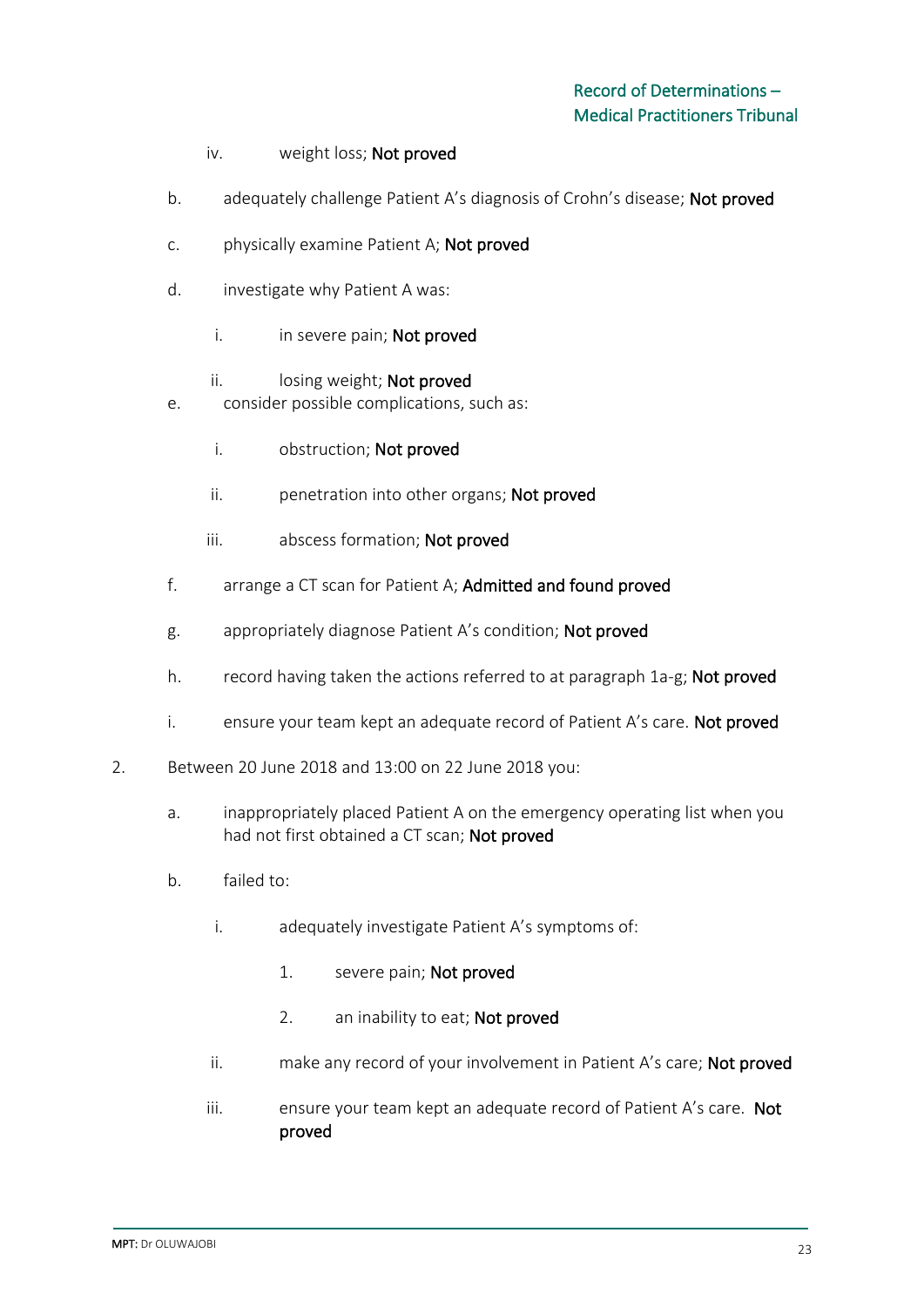iv. weight loss; **Not proved**

b. adequately challenge Patient A's diagnosis of Crohn's disease; **Not proved**

c. physically examine Patient A; **Not proved**

d. investigate why Patient A was:

i. in severe pain; **Not proved**

ii. losing weight; **Not proved**

e. consider possible complications, such as:

i. obstruction; **Not proved**

ii. penetration into other organs; **Not proved**

iii. abscess formation; **Not proved**

f. arrange a CT scan for Patient A; **Admitted and found proved**

g. appropriately diagnose Patient A's condition; **Not proved**

h. record having taken the actions referred to at paragraph 1a-g; **Not proved**

i. ensure your team kept an adequate record of Patient A's care. **Not proved**

2. Between 20 June 2018 and 13:00 on 22 June 2018 you:

a. inappropriately placed Patient A on the emergency operating list when you had not first obtained a CT scan; **Not proved**

b. failed to:

i. adequately investigate Patient A's symptoms of:

1. severe pain; **Not proved**

2. an inability to eat; **Not proved**

ii. make any record of your involvement in Patient A's care; **Not proved**

iii. ensure your team kept an adequate record of Patient A's care. **Not proved**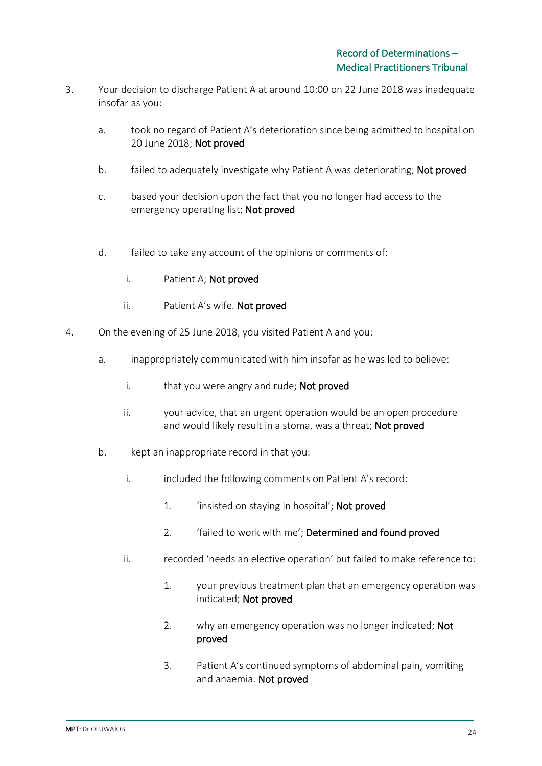3. Your decision to discharge Patient A at around 10:00 on 22 June 2018 was inadequate insofar as you:

    a. took no regard of Patient A's deterioration since being admitted to hospital on 20 June 2018; **Not proved**

    b. failed to adequately investigate why Patient A was deteriorating; **Not proved**

    c. based your decision upon the fact that you no longer had access to the emergency operating list; **Not proved**

    d. failed to take any account of the opinions or comments of:

        i. Patient A; **Not proved**

        ii. Patient A's wife. **Not proved**

4. On the evening of 25 June 2018, you visited Patient A and you:

    a. inappropriately communicated with him insofar as he was led to believe:

        i. that you were angry and rude; **Not proved**

        ii. your advice, that an urgent operation would be an open procedure and would likely result in a stoma, was a threat; **Not proved**

    b. kept an inappropriate record in that you:

        i. included the following comments on Patient A's record:

            1. 'insisted on staying in hospital'; **Not proved**

            2. 'failed to work with me'; **Determined and found proved**

        ii. recorded 'needs an elective operation' but failed to make reference to:

            1. your previous treatment plan that an emergency operation was indicated; **Not proved**

            2. why an emergency operation was no longer indicated; **Not proved**

            3. Patient A's continued symptoms of abdominal pain, vomiting and anaemia. **Not proved**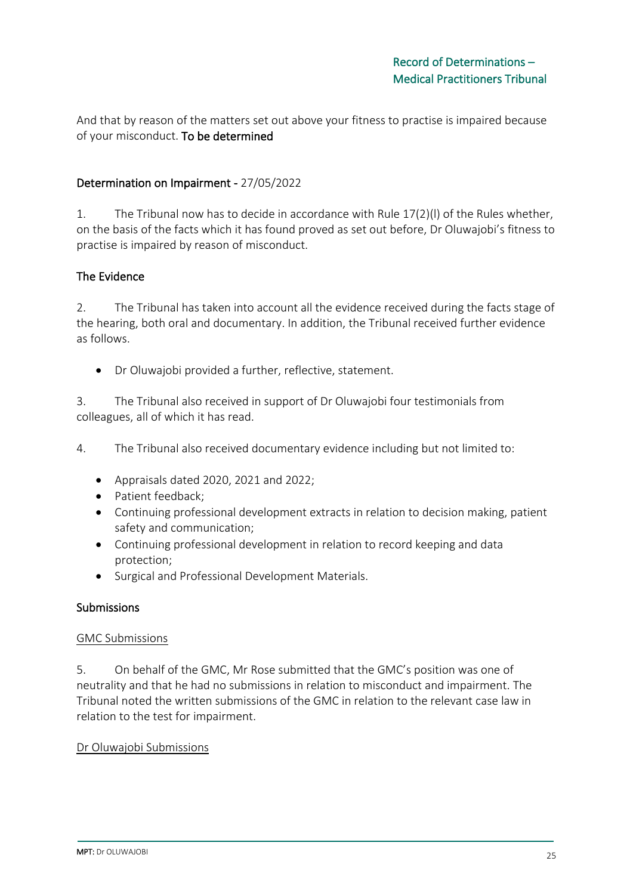And that by reason of the matters set out above your fitness to practise is impaired because of your misconduct. **To be determined**

## Determination on Impairment - 27/05/2022

1. The Tribunal now has to decide in accordance with Rule 17(2)(l) of the Rules whether, on the basis of the facts which it has found proved as set out before, Dr Oluwajobi's fitness to practise is impaired by reason of misconduct.

### The Evidence

2. The Tribunal has taken into account all the evidence received during the facts stage of the hearing, both oral and documentary. In addition, the Tribunal received further evidence as follows.

- Dr Oluwajobi provided a further, reflective, statement.

3. The Tribunal also received in support of Dr Oluwajobi four testimonials from colleagues, all of which it has read.

4. The Tribunal also received documentary evidence including but not limited to:

- Appraisals dated 2020, 2021 and 2022;
- Patient feedback;
- Continuing professional development extracts in relation to decision making, patient safety and communication;
- Continuing professional development in relation to record keeping and data protection;
- Surgical and Professional Development Materials.

### Submissions

<u>GMC Submissions</u>

5. On behalf of the GMC, Mr Rose submitted that the GMC's position was one of neutrality and that he had no submissions in relation to misconduct and impairment. The Tribunal noted the written submissions of the GMC in relation to the relevant case law in relation to the test for impairment.

<u>Dr Oluwajobi Submissions</u>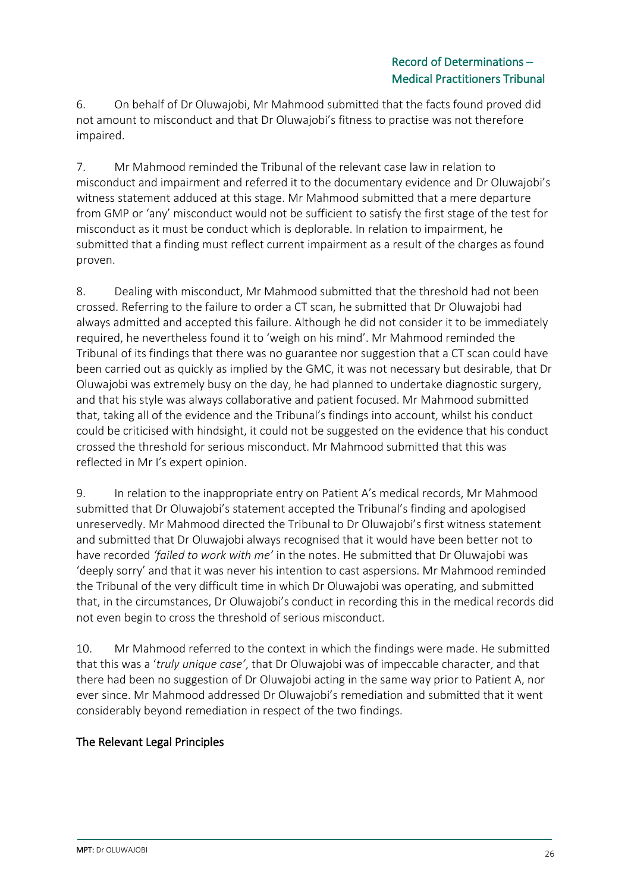6. On behalf of Dr Oluwajobi, Mr Mahmood submitted that the facts found proved did not amount to misconduct and that Dr Oluwajobi's fitness to practise was not therefore impaired.

7. Mr Mahmood reminded the Tribunal of the relevant case law in relation to misconduct and impairment and referred it to the documentary evidence and Dr Oluwajobi's witness statement adduced at this stage. Mr Mahmood submitted that a mere departure from GMP or 'any' misconduct would not be sufficient to satisfy the first stage of the test for misconduct as it must be conduct which is deplorable. In relation to impairment, he submitted that a finding must reflect current impairment as a result of the charges as found proven.

8. Dealing with misconduct, Mr Mahmood submitted that the threshold had not been crossed. Referring to the failure to order a CT scan, he submitted that Dr Oluwajobi had always admitted and accepted this failure. Although he did not consider it to be immediately required, he nevertheless found it to 'weigh on his mind'. Mr Mahmood reminded the Tribunal of its findings that there was no guarantee nor suggestion that a CT scan could have been carried out as quickly as implied by the GMC, it was not necessary but desirable, that Dr Oluwajobi was extremely busy on the day, he had planned to undertake diagnostic surgery, and that his style was always collaborative and patient focused. Mr Mahmood submitted that, taking all of the evidence and the Tribunal's findings into account, whilst his conduct could be criticised with hindsight, it could not be suggested on the evidence that his conduct crossed the threshold for serious misconduct. Mr Mahmood submitted that this was reflected in Mr I's expert opinion.

9. In relation to the inappropriate entry on Patient A's medical records, Mr Mahmood submitted that Dr Oluwajobi's statement accepted the Tribunal's finding and apologised unreservedly. Mr Mahmood directed the Tribunal to Dr Oluwajobi's first witness statement and submitted that Dr Oluwajobi always recognised that it would have been better not to have recorded *'failed to work with me'* in the notes. He submitted that Dr Oluwajobi was 'deeply sorry' and that it was never his intention to cast aspersions. Mr Mahmood reminded the Tribunal of the very difficult time in which Dr Oluwajobi was operating, and submitted that, in the circumstances, Dr Oluwajobi's conduct in recording this in the medical records did not even begin to cross the threshold of serious misconduct.

10. Mr Mahmood referred to the context in which the findings were made. He submitted that this was a '*truly unique case'*, that Dr Oluwajobi was of impeccable character, and that there had been no suggestion of Dr Oluwajobi acting in the same way prior to Patient A, nor ever since. Mr Mahmood addressed Dr Oluwajobi's remediation and submitted that it went considerably beyond remediation in respect of the two findings.

## The Relevant Legal Principles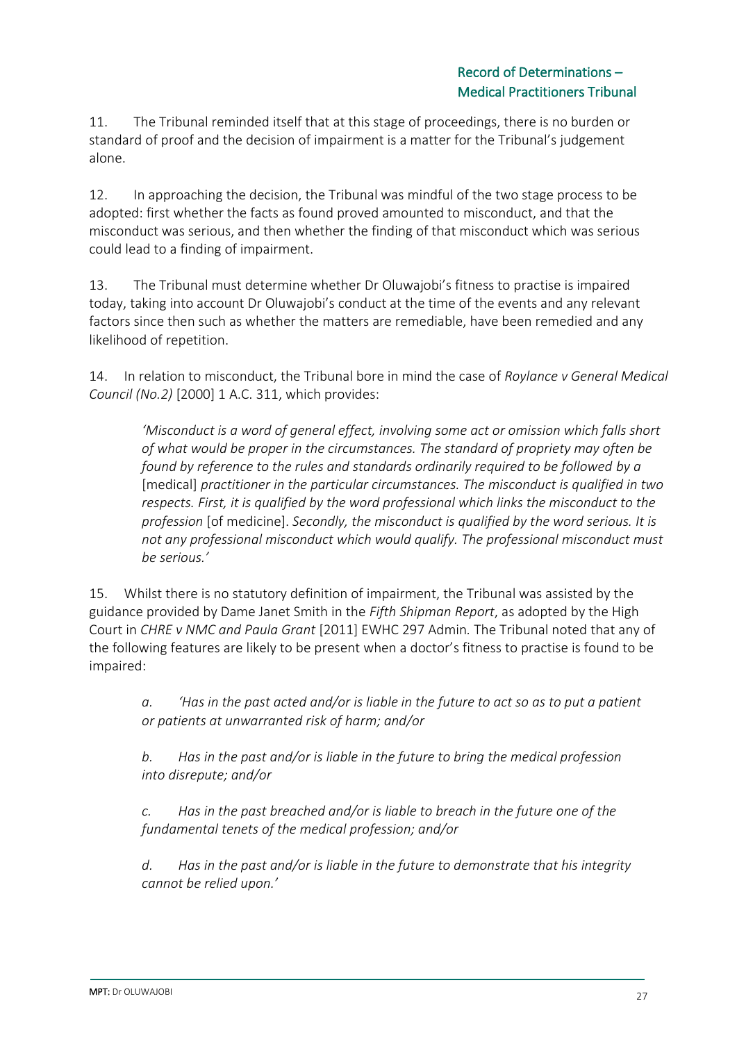11. The Tribunal reminded itself that at this stage of proceedings, there is no burden or standard of proof and the decision of impairment is a matter for the Tribunal's judgement alone.

12. In approaching the decision, the Tribunal was mindful of the two stage process to be adopted: first whether the facts as found proved amounted to misconduct, and that the misconduct was serious, and then whether the finding of that misconduct which was serious could lead to a finding of impairment.

13. The Tribunal must determine whether Dr Oluwajobi's fitness to practise is impaired today, taking into account Dr Oluwajobi's conduct at the time of the events and any relevant factors since then such as whether the matters are remediable, have been remedied and any likelihood of repetition.

14. In relation to misconduct, the Tribunal bore in mind the case of *Roylance v General Medical Council (No.2)* [2000] 1 A.C. 311, which provides:

> *'Misconduct is a word of general effect, involving some act or omission which falls short of what would be proper in the circumstances. The standard of propriety may often be found by reference to the rules and standards ordinarily required to be followed by a* [medical] *practitioner in the particular circumstances. The misconduct is qualified in two respects. First, it is qualified by the word professional which links the misconduct to the profession* [of medicine]. *Secondly, the misconduct is qualified by the word serious. It is not any professional misconduct which would qualify. The professional misconduct must be serious.'*

15. Whilst there is no statutory definition of impairment, the Tribunal was assisted by the guidance provided by Dame Janet Smith in the *Fifth Shipman Report*, as adopted by the High Court in *CHRE v NMC and Paula Grant* [2011] EWHC 297 Admin. The Tribunal noted that any of the following features are likely to be present when a doctor's fitness to practise is found to be impaired:

> *a. 'Has in the past acted and/or is liable in the future to act so as to put a patient or patients at unwarranted risk of harm; and/or*
>
> *b. Has in the past and/or is liable in the future to bring the medical profession into disrepute; and/or*
>
> *c. Has in the past breached and/or is liable to breach in the future one of the fundamental tenets of the medical profession; and/or*
>
> *d. Has in the past and/or is liable in the future to demonstrate that his integrity cannot be relied upon.'*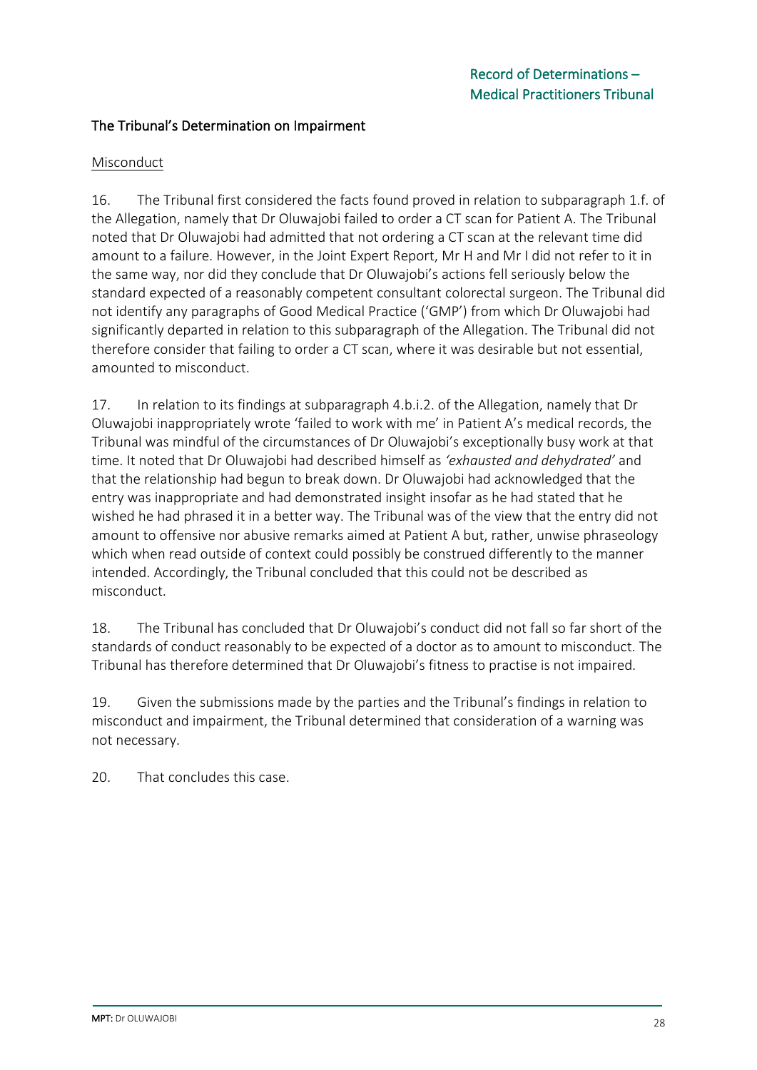## The Tribunal's Determination on Impairment

### Misconduct

16. The Tribunal first considered the facts found proved in relation to subparagraph 1.f. of the Allegation, namely that Dr Oluwajobi failed to order a CT scan for Patient A. The Tribunal noted that Dr Oluwajobi had admitted that not ordering a CT scan at the relevant time did amount to a failure. However, in the Joint Expert Report, Mr H and Mr I did not refer to it in the same way, nor did they conclude that Dr Oluwajobi's actions fell seriously below the standard expected of a reasonably competent consultant colorectal surgeon. The Tribunal did not identify any paragraphs of Good Medical Practice ('GMP') from which Dr Oluwajobi had significantly departed in relation to this subparagraph of the Allegation. The Tribunal did not therefore consider that failing to order a CT scan, where it was desirable but not essential, amounted to misconduct.

17. In relation to its findings at subparagraph 4.b.i.2. of the Allegation, namely that Dr Oluwajobi inappropriately wrote 'failed to work with me' in Patient A's medical records, the Tribunal was mindful of the circumstances of Dr Oluwajobi's exceptionally busy work at that time. It noted that Dr Oluwajobi had described himself as *'exhausted and dehydrated'* and that the relationship had begun to break down. Dr Oluwajobi had acknowledged that the entry was inappropriate and had demonstrated insight insofar as he had stated that he wished he had phrased it in a better way. The Tribunal was of the view that the entry did not amount to offensive nor abusive remarks aimed at Patient A but, rather, unwise phraseology which when read outside of context could possibly be construed differently to the manner intended. Accordingly, the Tribunal concluded that this could not be described as misconduct.

18. The Tribunal has concluded that Dr Oluwajobi's conduct did not fall so far short of the standards of conduct reasonably to be expected of a doctor as to amount to misconduct. The Tribunal has therefore determined that Dr Oluwajobi's fitness to practise is not impaired.

19. Given the submissions made by the parties and the Tribunal's findings in relation to misconduct and impairment, the Tribunal determined that consideration of a warning was not necessary.

20. That concludes this case.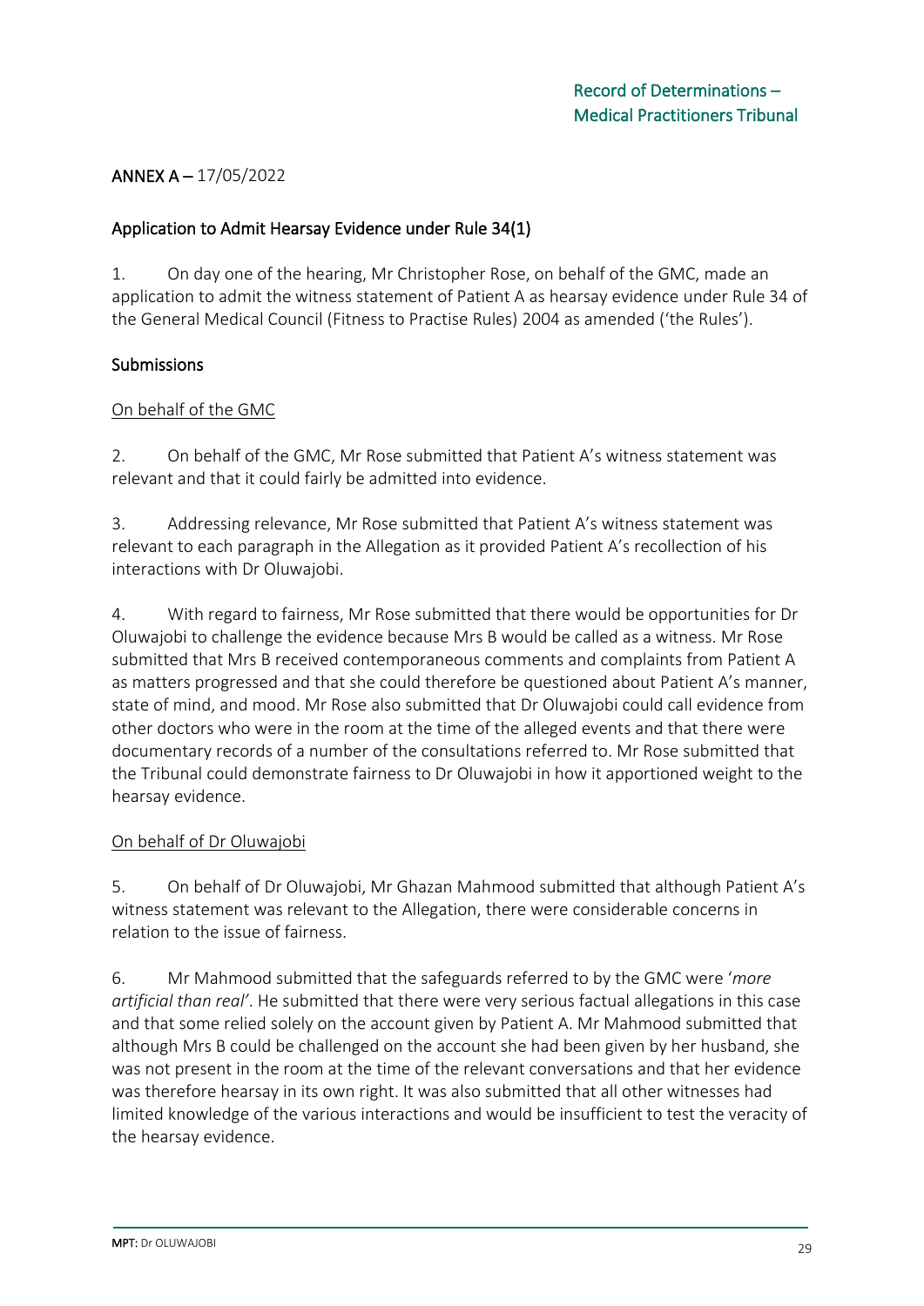## ANNEX A – 17/05/2022

### Application to Admit Hearsay Evidence under Rule 34(1)

1. On day one of the hearing, Mr Christopher Rose, on behalf of the GMC, made an application to admit the witness statement of Patient A as hearsay evidence under Rule 34 of the General Medical Council (Fitness to Practise Rules) 2004 as amended ('the Rules').

### Submissions

#### On behalf of the GMC

2. On behalf of the GMC, Mr Rose submitted that Patient A's witness statement was relevant and that it could fairly be admitted into evidence.

3. Addressing relevance, Mr Rose submitted that Patient A's witness statement was relevant to each paragraph in the Allegation as it provided Patient A's recollection of his interactions with Dr Oluwajobi.

4. With regard to fairness, Mr Rose submitted that there would be opportunities for Dr Oluwajobi to challenge the evidence because Mrs B would be called as a witness. Mr Rose submitted that Mrs B received contemporaneous comments and complaints from Patient A as matters progressed and that she could therefore be questioned about Patient A's manner, state of mind, and mood. Mr Rose also submitted that Dr Oluwajobi could call evidence from other doctors who were in the room at the time of the alleged events and that there were documentary records of a number of the consultations referred to. Mr Rose submitted that the Tribunal could demonstrate fairness to Dr Oluwajobi in how it apportioned weight to the hearsay evidence.

#### On behalf of Dr Oluwajobi

5. On behalf of Dr Oluwajobi, Mr Ghazan Mahmood submitted that although Patient A's witness statement was relevant to the Allegation, there were considerable concerns in relation to the issue of fairness.

6. Mr Mahmood submitted that the safeguards referred to by the GMC were '*more artificial than real*'. He submitted that there were very serious factual allegations in this case and that some relied solely on the account given by Patient A. Mr Mahmood submitted that although Mrs B could be challenged on the account she had been given by her husband, she was not present in the room at the time of the relevant conversations and that her evidence was therefore hearsay in its own right. It was also submitted that all other witnesses had limited knowledge of the various interactions and would be insufficient to test the veracity of the hearsay evidence.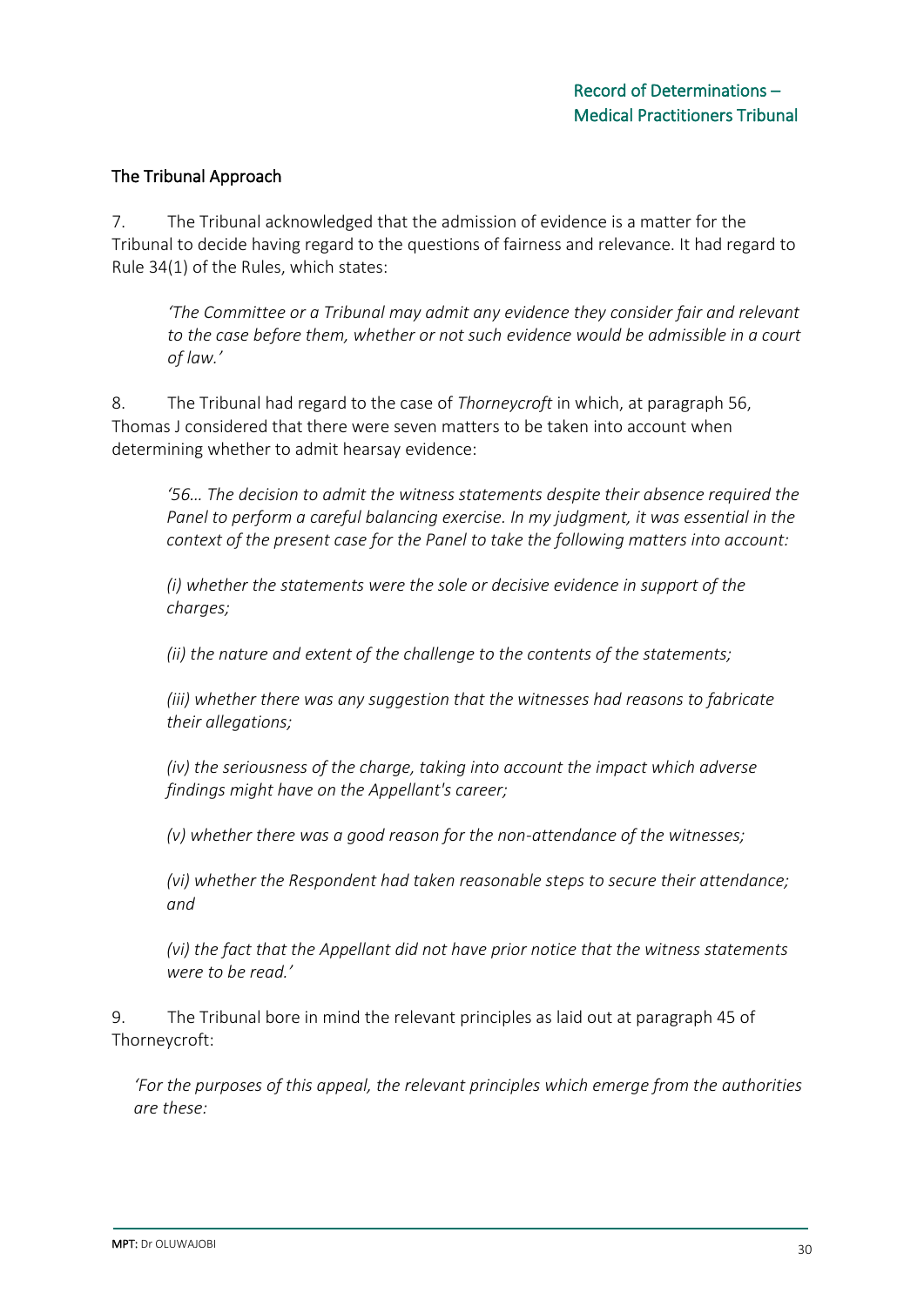## The Tribunal Approach

7. The Tribunal acknowledged that the admission of evidence is a matter for the Tribunal to decide having regard to the questions of fairness and relevance. It had regard to Rule 34(1) of the Rules, which states:

> *'The Committee or a Tribunal may admit any evidence they consider fair and relevant to the case before them, whether or not such evidence would be admissible in a court of law.'*

8. The Tribunal had regard to the case of *Thorneycroft* in which, at paragraph 56, Thomas J considered that there were seven matters to be taken into account when determining whether to admit hearsay evidence:

> *'56… The decision to admit the witness statements despite their absence required the Panel to perform a careful balancing exercise. In my judgment, it was essential in the context of the present case for the Panel to take the following matters into account:*
>
> *(i) whether the statements were the sole or decisive evidence in support of the charges;*
>
> *(ii) the nature and extent of the challenge to the contents of the statements;*
>
> *(iii) whether there was any suggestion that the witnesses had reasons to fabricate their allegations;*
>
> *(iv) the seriousness of the charge, taking into account the impact which adverse findings might have on the Appellant's career;*
>
> *(v) whether there was a good reason for the non-attendance of the witnesses;*
>
> *(vi) whether the Respondent had taken reasonable steps to secure their attendance; and*
>
> *(vi) the fact that the Appellant did not have prior notice that the witness statements were to be read.'*

9. The Tribunal bore in mind the relevant principles as laid out at paragraph 45 of Thorneycroft:

> *'For the purposes of this appeal, the relevant principles which emerge from the authorities are these:*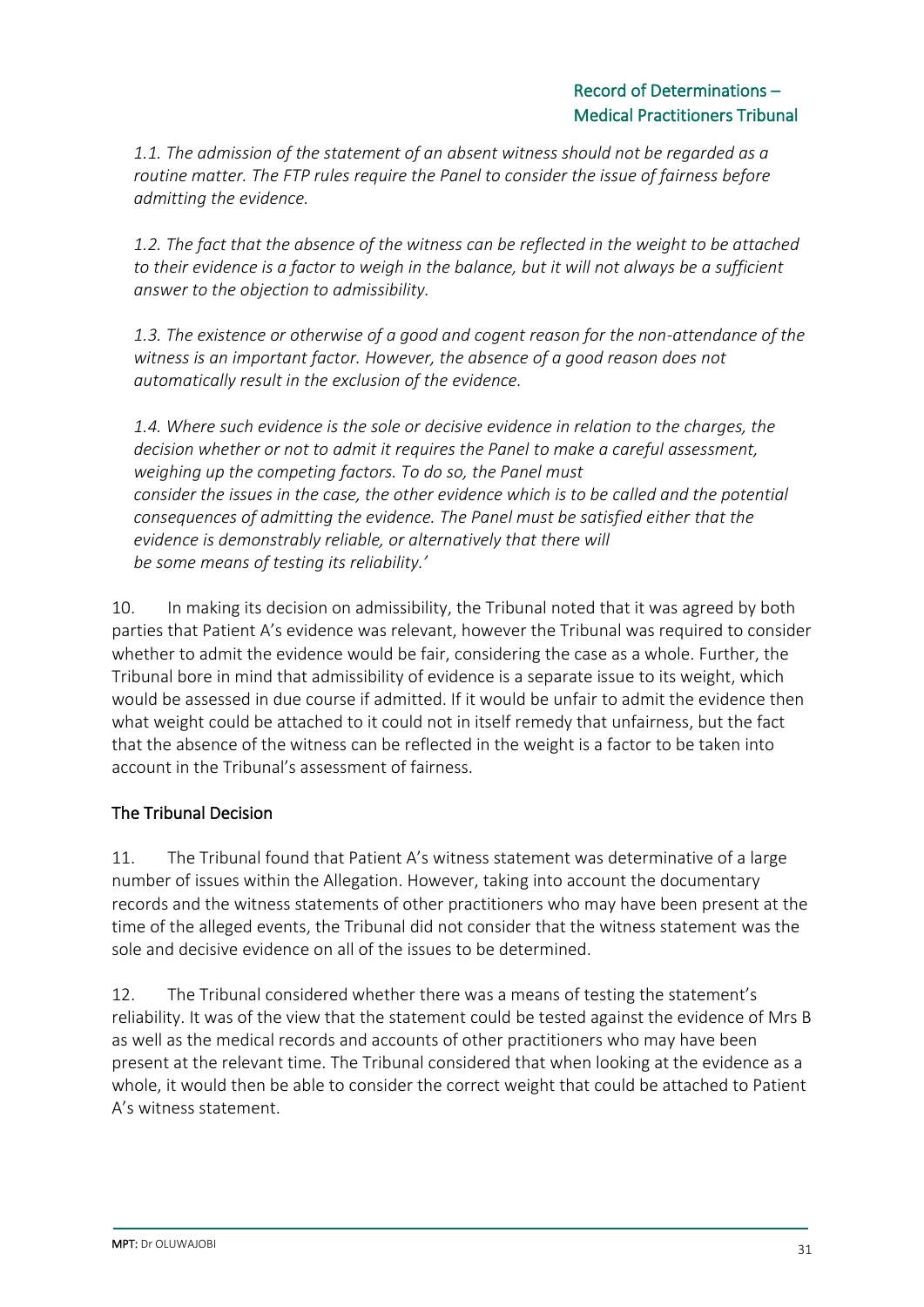*1.1. The admission of the statement of an absent witness should not be regarded as a routine matter. The FTP rules require the Panel to consider the issue of fairness before admitting the evidence.*

*1.2. The fact that the absence of the witness can be reflected in the weight to be attached to their evidence is a factor to weigh in the balance, but it will not always be a sufficient answer to the objection to admissibility.*

*1.3. The existence or otherwise of a good and cogent reason for the non-attendance of the witness is an important factor. However, the absence of a good reason does not automatically result in the exclusion of the evidence.*

*1.4. Where such evidence is the sole or decisive evidence in relation to the charges, the decision whether or not to admit it requires the Panel to make a careful assessment, weighing up the competing factors. To do so, the Panel must consider the issues in the case, the other evidence which is to be called and the potential consequences of admitting the evidence. The Panel must be satisfied either that the evidence is demonstrably reliable, or alternatively that there will be some means of testing its reliability.'*

10. In making its decision on admissibility, the Tribunal noted that it was agreed by both parties that Patient A's evidence was relevant, however the Tribunal was required to consider whether to admit the evidence would be fair, considering the case as a whole. Further, the Tribunal bore in mind that admissibility of evidence is a separate issue to its weight, which would be assessed in due course if admitted. If it would be unfair to admit the evidence then what weight could be attached to it could not in itself remedy that unfairness, but the fact that the absence of the witness can be reflected in the weight is a factor to be taken into account in the Tribunal's assessment of fairness.

## The Tribunal Decision

11. The Tribunal found that Patient A's witness statement was determinative of a large number of issues within the Allegation. However, taking into account the documentary records and the witness statements of other practitioners who may have been present at the time of the alleged events, the Tribunal did not consider that the witness statement was the sole and decisive evidence on all of the issues to be determined.

12. The Tribunal considered whether there was a means of testing the statement's reliability. It was of the view that the statement could be tested against the evidence of Mrs B as well as the medical records and accounts of other practitioners who may have been present at the relevant time. The Tribunal considered that when looking at the evidence as a whole, it would then be able to consider the correct weight that could be attached to Patient A's witness statement.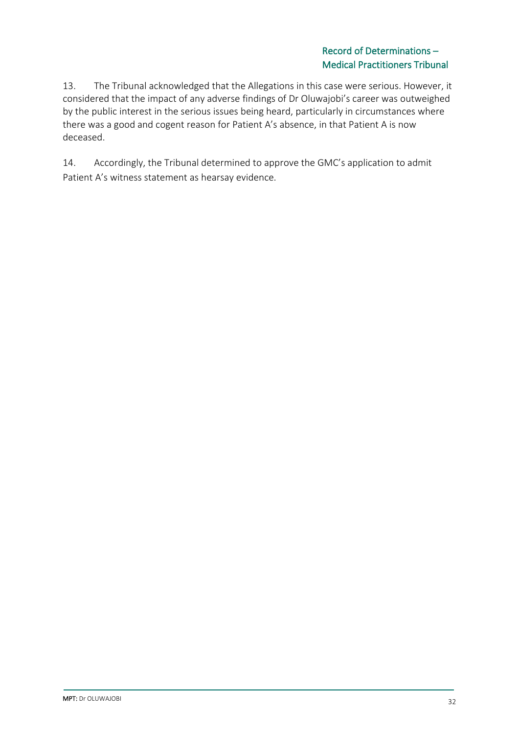13. The Tribunal acknowledged that the Allegations in this case were serious. However, it considered that the impact of any adverse findings of Dr Oluwajobi's career was outweighed by the public interest in the serious issues being heard, particularly in circumstances where there was a good and cogent reason for Patient A's absence, in that Patient A is now deceased.

14. Accordingly, the Tribunal determined to approve the GMC's application to admit Patient A's witness statement as hearsay evidence.